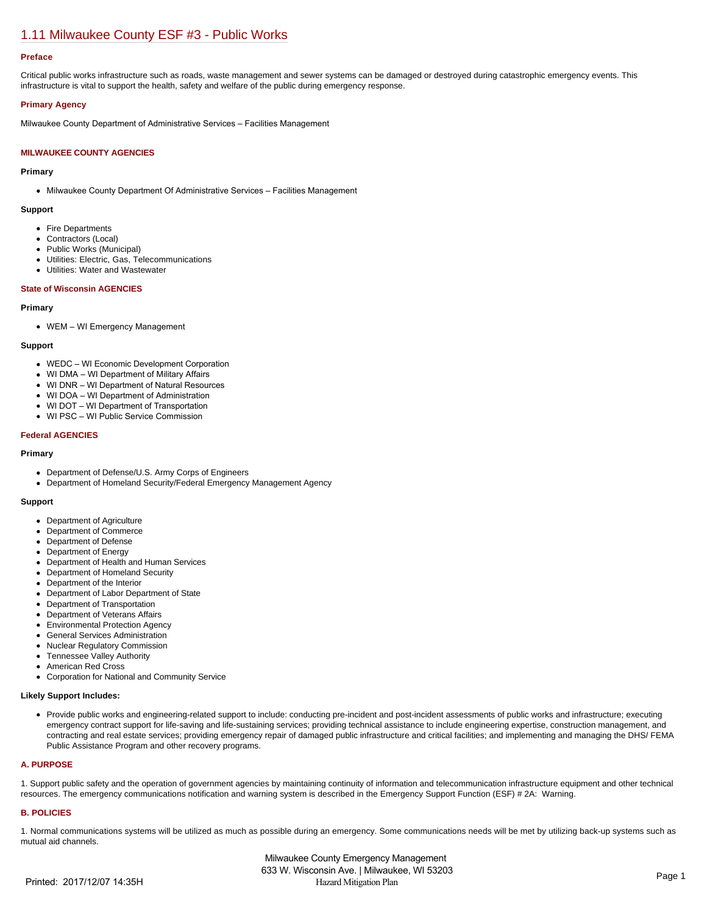# 1.11 Milwaukee County ESF #3 - Public Works

### Preface

Critical public works infrastructure such as roads, waste management and sewer systems can be damaged or destroyed during catastrophic emergency events. This infrastructure is vital to support the health, safety and welfare of the public during emergency response.

### Primary Agency

Milwaukee County Department of Administrative Services – Facilities Management

## MILWAUKEE COUNTY AGENCIES

### Primary

- Milwaukee County Department Of Administrative Services – Facilities Management

### Support

- Fire Departments
- Contractors (Local)
- Public Works (Municipal)
- Utilities: Electric, Gas, Telecommunications
- Utilities: Water and Wastewater

## State of Wisconsin AGENCIES

### Primary

- WEM – WI Emergency Management

### Support

- WEDC – WI Economic Development Corporation
- WI DMA – WI Department of Military Affairs
- WI DNR – WI Department of Natural Resources
- WI DOA – WI Department of Administration
- WI DOT – WI Department of Transportation
- WI PSC – WI Public Service Commission

## Federal AGENCIES

### Primary

- Department of Defense/U.S. Army Corps of Engineers
- Department of Homeland Security/Federal Emergency Management Agency

### Support

- Department of Agriculture
- Department of Commerce
- Department of Defense
- Department of Energy
- Department of Health and Human Services
- Department of Homeland Security
- Department of the Interior
- Department of Labor Department of State
- Department of Transportation
- Department of Veterans Affairs
- Environmental Protection Agency
- General Services Administration
- Nuclear Regulatory Commission
- Tennessee Valley Authority
- American Red Cross
- Corporation for National and Community Service

### Likely Support Includes:

- Provide public works and engineering-related support to include: conducting pre-incident and post-incident assessments of public works and infrastructure; executing emergency contract support for life-saving and life-sustaining services; providing technical assistance to include engineering expertise, construction management, and contracting and real estate services; providing emergency repair of damaged public infrastructure and critical facilities; and implementing and managing the DHS/ FEMA Public Assistance Program and other recovery programs.

## A. PURPOSE

1. Support public safety and the operation of government agencies by maintaining continuity of information and telecommunication infrastructure equipment and other technical resources. The emergency communications notification and warning system is described in the Emergency Support Function (ESF) # 2A: Warning.

## B. POLICIES

1. Normal communications systems will be utilized as much as possible during an emergency. Some communications needs will be met by utilizing back-up systems such as mutual aid channels.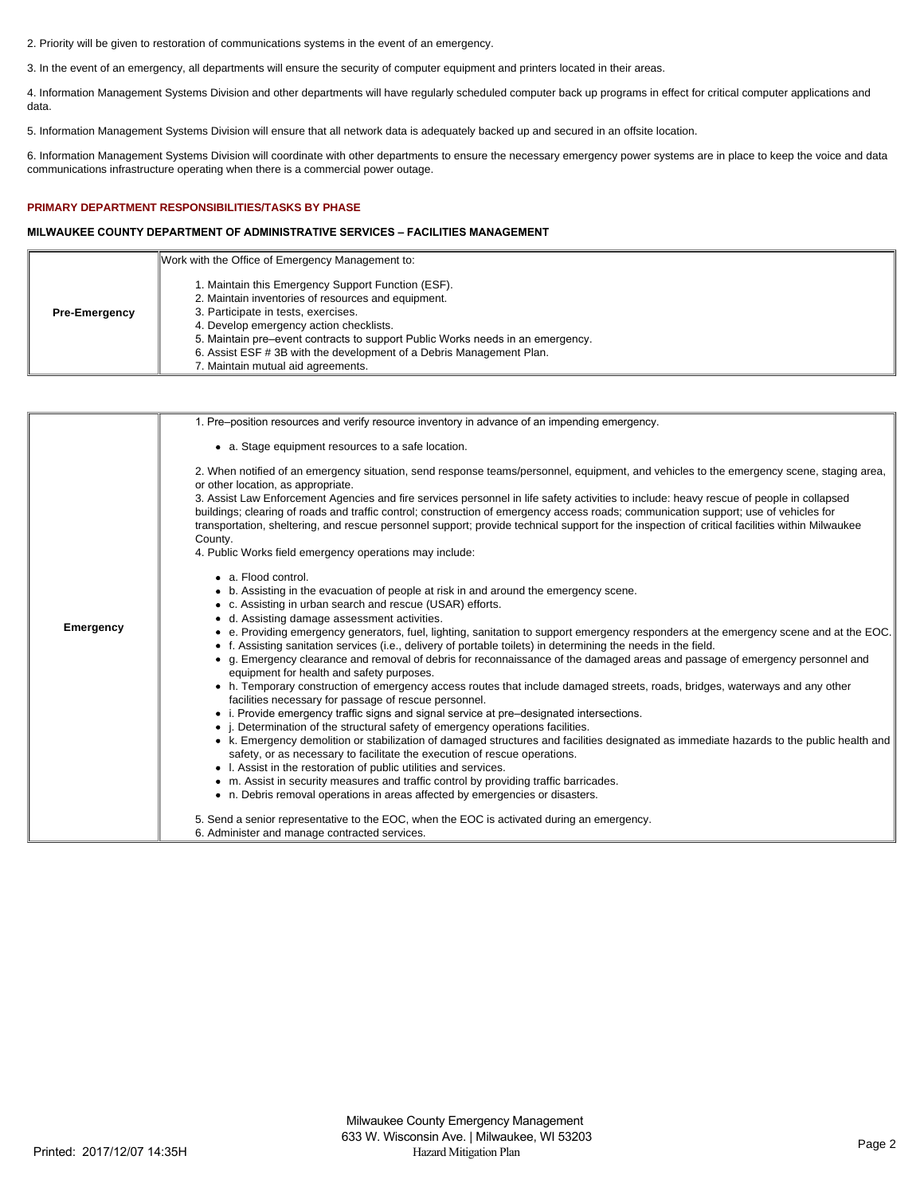2. Priority will be given to restoration of communications systems in the event of an emergency.

3. In the event of an emergency, all departments will ensure the security of computer equipment and printers located in their areas.

4. Information Management Systems Division and other departments will have regularly scheduled computer back up programs in effect for critical computer applications and data.

5. Information Management Systems Division will ensure that all network data is adequately backed up and secured in an offsite location.

6. Information Management Systems Division will coordinate with other departments to ensure the necessary emergency power systems are in place to keep the voice and data communications infrastructure operating when there is a commercial power outage.

## PRIMARY DEPARTMENT RESPONSIBILITIES/TASKS BY PHASE

### MILWAUKEE COUNTY DEPARTMENT OF ADMINISTRATIVE SERVICES – FACILITIES MANAGEMENT

| | |
|---|---|
| **Pre-Emergency** | Work with the Office of Emergency Management to:<br><br>1. Maintain this Emergency Support Function (ESF).<br>2. Maintain inventories of resources and equipment.<br>3. Participate in tests, exercises.<br>4. Develop emergency action checklists.<br>5. Maintain pre–event contracts to support Public Works needs in an emergency.<br>6. Assist ESF # 3B with the development of a Debris Management Plan.<br>7. Maintain mutual aid agreements. |

| | |
|---|---|
| **Emergency** | 1. Pre–position resources and verify resource inventory in advance of an impending emergency.<br><br>• a. Stage equipment resources to a safe location.<br><br>2. When notified of an emergency situation, send response teams/personnel, equipment, and vehicles to the emergency scene, staging area, or other location, as appropriate.<br>3. Assist Law Enforcement Agencies and fire services personnel in life safety activities to include: heavy rescue of people in collapsed buildings; clearing of roads and traffic control; construction of emergency access roads; communication support; use of vehicles for transportation, sheltering, and rescue personnel support; provide technical support for the inspection of critical facilities within Milwaukee County.<br>4. Public Works field emergency operations may include:<br><br>• a. Flood control.<br>• b. Assisting in the evacuation of people at risk in and around the emergency scene.<br>• c. Assisting in urban search and rescue (USAR) efforts.<br>• d. Assisting damage assessment activities.<br>• e. Providing emergency generators, fuel, lighting, sanitation to support emergency responders at the emergency scene and at the EOC.<br>• f. Assisting sanitation services (i.e., delivery of portable toilets) in determining the needs in the field.<br>• g. Emergency clearance and removal of debris for reconnaissance of the damaged areas and passage of emergency personnel and equipment for health and safety purposes.<br>• h. Temporary construction of emergency access routes that include damaged streets, roads, bridges, waterways and any other facilities necessary for passage of rescue personnel.<br>• i. Provide emergency traffic signs and signal service at pre–designated intersections.<br>• j. Determination of the structural safety of emergency operations facilities.<br>• k. Emergency demolition or stabilization of damaged structures and facilities designated as immediate hazards to the public health and safety, or as necessary to facilitate the execution of rescue operations.<br>• l. Assist in the restoration of public utilities and services.<br>• m. Assist in security measures and traffic control by providing traffic barricades.<br>• n. Debris removal operations in areas affected by emergencies or disasters.<br><br>5. Send a senior representative to the EOC, when the EOC is activated during an emergency.<br>6. Administer and manage contracted services. |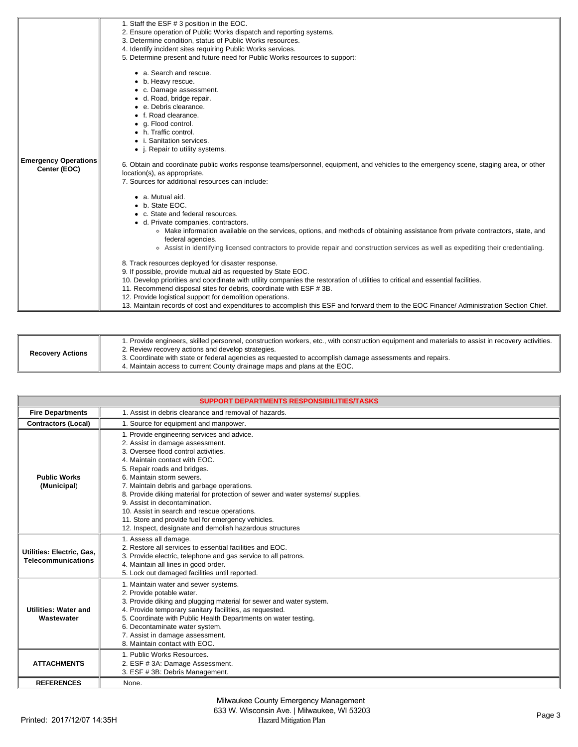| | |
|---|---|
| **Emergency Operations Center (EOC)** | 1. Staff the ESF # 3 position in the EOC.<br>2. Ensure operation of Public Works dispatch and reporting systems.<br>3. Determine condition, status of Public Works resources.<br>4. Identify incident sites requiring Public Works services.<br>5. Determine present and future need for Public Works resources to support:<br>• a. Search and rescue.<br>• b. Heavy rescue.<br>• c. Damage assessment.<br>• d. Road, bridge repair.<br>• e. Debris clearance.<br>• f. Road clearance.<br>• g. Flood control.<br>• h. Traffic control.<br>• i. Sanitation services.<br>• j. Repair to utility systems.<br>6. Obtain and coordinate public works response teams/personnel, equipment, and vehicles to the emergency scene, staging area, or other location(s), as appropriate.<br>7. Sources for additional resources can include:<br>• a. Mutual aid.<br>• b. State EOC.<br>• c. State and federal resources.<br>• d. Private companies, contractors.<br>◦ Make information available on the services, options, and methods of obtaining assistance from private contractors, state, and federal agencies.<br>◦ Assist in identifying licensed contractors to provide repair and construction services as well as expediting their credentialing.<br>8. Track resources deployed for disaster response.<br>9. If possible, provide mutual aid as requested by State EOC.<br>10. Develop priorities and coordinate with utility companies the restoration of utilities to critical and essential facilities.<br>11. Recommend disposal sites for debris, coordinate with ESF # 3B.<br>12. Provide logistical support for demolition operations.<br>13. Maintain records of cost and expenditures to accomplish this ESF and forward them to the EOC Finance/ Administration Section Chief. |

| | |
|---|---|
| **Recovery Actions** | 1. Provide engineers, skilled personnel, construction workers, etc., with construction equipment and materials to assist in recovery activities.<br>2. Review recovery actions and develop strategies.<br>3. Coordinate with state or federal agencies as requested to accomplish damage assessments and repairs.<br>4. Maintain access to current County drainage maps and plans at the EOC. |

| **SUPPORT DEPARTMENTS RESPONSIBILITIES/TASKS** | |
|---|---|
| **Fire Departments** | 1. Assist in debris clearance and removal of hazards. |
| **Contractors (Local)** | 1. Source for equipment and manpower. |
| **Public Works (Municipal)** | 1. Provide engineering services and advice.<br>2. Assist in damage assessment.<br>3. Oversee flood control activities.<br>4. Maintain contact with EOC.<br>5. Repair roads and bridges.<br>6. Maintain storm sewers.<br>7. Maintain debris and garbage operations.<br>8. Provide diking material for protection of sewer and water systems/ supplies.<br>9. Assist in decontamination.<br>10. Assist in search and rescue operations.<br>11. Store and provide fuel for emergency vehicles.<br>12. Inspect, designate and demolish hazardous structures |
| **Utilities: Electric, Gas, Telecommunications** | 1. Assess all damage.<br>2. Restore all services to essential facilities and EOC.<br>3. Provide electric, telephone and gas service to all patrons.<br>4. Maintain all lines in good order.<br>5. Lock out damaged facilities until reported. |
| **Utilities: Water and Wastewater** | 1. Maintain water and sewer systems.<br>2. Provide potable water.<br>3. Provide diking and plugging material for sewer and water system.<br>4. Provide temporary sanitary facilities, as requested.<br>5. Coordinate with Public Health Departments on water testing.<br>6. Decontaminate water system.<br>7. Assist in damage assessment.<br>8. Maintain contact with EOC. |
| **ATTACHMENTS** | 1. Public Works Resources.<br>2. ESF # 3A: Damage Assessment.<br>3. ESF # 3B: Debris Management. |
| **REFERENCES** | None. |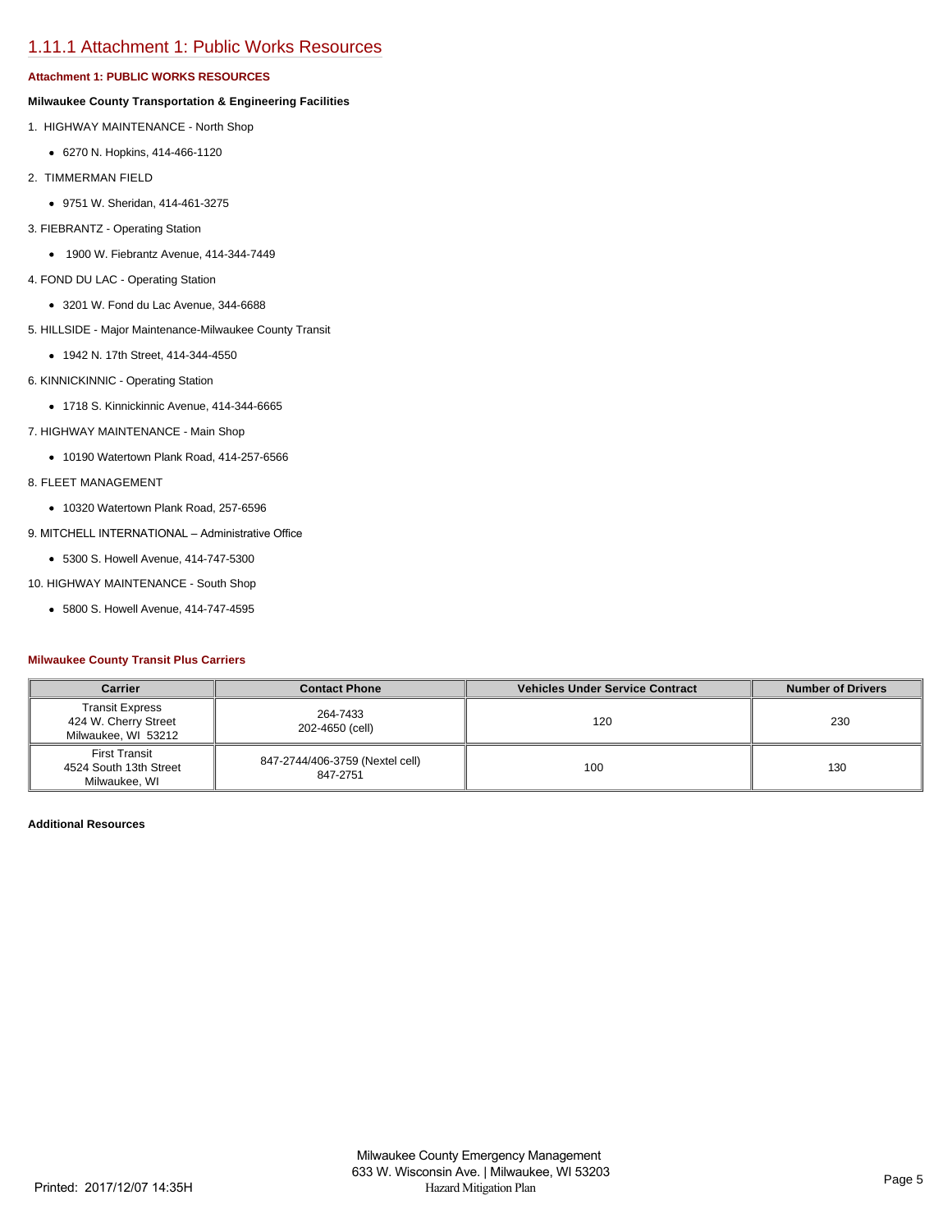## 1.11.1 Attachment 1: Public Works Resources

**Attachment 1: PUBLIC WORKS RESOURCES**

**Milwaukee County Transportation & Engineering Facilities**

1. HIGHWAY MAINTENANCE - North Shop
   - 6270 N. Hopkins, 414-466-1120
2. TIMMERMAN FIELD
   - 9751 W. Sheridan, 414-461-3275
3. FIEBRANTZ - Operating Station
   - 1900 W. Fiebrantz Avenue, 414-344-7449
4. FOND DU LAC - Operating Station
   - 3201 W. Fond du Lac Avenue, 344-6688
5. HILLSIDE - Major Maintenance-Milwaukee County Transit
   - 1942 N. 17th Street, 414-344-4550
6. KINNICKINNIC - Operating Station
   - 1718 S. Kinnickinnic Avenue, 414-344-6665
7. HIGHWAY MAINTENANCE - Main Shop
   - 10190 Watertown Plank Road, 414-257-6566
8. FLEET MANAGEMENT
   - 10320 Watertown Plank Road, 257-6596
9. MITCHELL INTERNATIONAL – Administrative Office
   - 5300 S. Howell Avenue, 414-747-5300
10. HIGHWAY MAINTENANCE - South Shop
    - 5800 S. Howell Avenue, 414-747-4595

**Milwaukee County Transit Plus Carriers**

| Carrier | Contact Phone | Vehicles Under Service Contract | Number of Drivers |
| --- | --- | --- | --- |
| Transit Express<br>424 W. Cherry Street<br>Milwaukee, WI 53212 | 264-7433<br>202-4650 (cell) | 120 | 230 |
| First Transit<br>4524 South 13th Street<br>Milwaukee, WI | 847-2744/406-3759 (Nextel cell)<br>847-2751 | 100 | 130 |

**Additional Resources**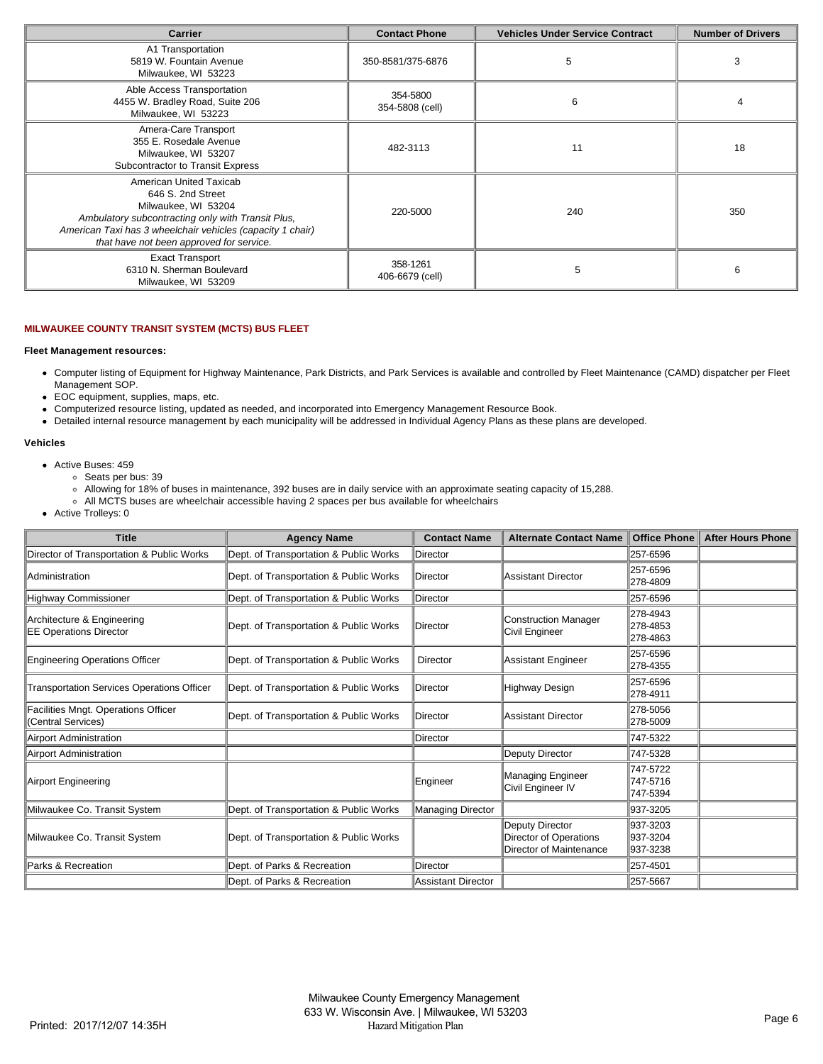| Carrier | Contact Phone | Vehicles Under Service Contract | Number of Drivers |
| --- | --- | --- | --- |
| A1 Transportation<br>5819 W. Fountain Avenue<br>Milwaukee, WI 53223 | 350-8581/375-6876 | 5 | 3 |
| Able Access Transportation<br>4455 W. Bradley Road, Suite 206<br>Milwaukee, WI 53223 | 354-5800<br>354-5808 (cell) | 6 | 4 |
| Amera-Care Transport<br>355 E. Rosedale Avenue<br>Milwaukee, WI 53207<br>Subcontractor to Transit Express | 482-3113 | 11 | 18 |
| American United Taxicab<br>646 S. 2nd Street<br>Milwaukee, WI 53204<br>*Ambulatory subcontracting only with Transit Plus, American Taxi has 3 wheelchair vehicles (capacity 1 chair) that have not been approved for service.* | 220-5000 | 240 | 350 |
| Exact Transport<br>6310 N. Sherman Boulevard<br>Milwaukee, WI 53209 | 358-1261<br>406-6679 (cell) | 5 | 6 |

**MILWAUKEE COUNTY TRANSIT SYSTEM (MCTS) BUS FLEET**

**Fleet Management resources:**

- Computer listing of Equipment for Highway Maintenance, Park Districts, and Park Services is available and controlled by Fleet Maintenance (CAMD) dispatcher per Fleet Management SOP.
- EOC equipment, supplies, maps, etc.
- Computerized resource listing, updated as needed, and incorporated into Emergency Management Resource Book.
- Detailed internal resource management by each municipality will be addressed in Individual Agency Plans as these plans are developed.

**Vehicles**

- Active Buses: 459
  - Seats per bus: 39
  - Allowing for 18% of buses in maintenance, 392 buses are in daily service with an approximate seating capacity of 15,288.
  - All MCTS buses are wheelchair accessible having 2 spaces per bus available for wheelchairs
- Active Trolleys: 0

| Title | Agency Name | Contact Name | Alternate Contact Name | Office Phone | After Hours Phone |
| --- | --- | --- | --- | --- | --- |
| Director of Transportation & Public Works | Dept. of Transportation & Public Works | Director | | 257-6596 | |
| Administration | Dept. of Transportation & Public Works | Director | Assistant Director | 257-6596<br>278-4809 | |
| Highway Commissioner | Dept. of Transportation & Public Works | Director | | 257-6596 | |
| Architecture & Engineering<br>EE Operations Director | Dept. of Transportation & Public Works | Director | Construction Manager<br>Civil Engineer | 278-4943<br>278-4853<br>278-4863 | |
| Engineering Operations Officer | Dept. of Transportation & Public Works | Director | Assistant Engineer | 257-6596<br>278-4355 | |
| Transportation Services Operations Officer | Dept. of Transportation & Public Works | Director | Highway Design | 257-6596<br>278-4911 | |
| Facilities Mngt. Operations Officer (Central Services) | Dept. of Transportation & Public Works | Director | Assistant Director | 278-5056<br>278-5009 | |
| Airport Administration | | Director | | 747-5322 | |
| Airport Administration | | | Deputy Director | 747-5328 | |
| Airport Engineering | | Engineer | Managing Engineer<br>Civil Engineer IV | 747-5722<br>747-5716<br>747-5394 | |
| Milwaukee Co. Transit System | Dept. of Transportation & Public Works | Managing Director | | 937-3205 | |
| Milwaukee Co. Transit System | Dept. of Transportation & Public Works | | Deputy Director<br>Director of Operations<br>Director of Maintenance | 937-3203<br>937-3204<br>937-3238 | |
| Parks & Recreation | Dept. of Parks & Recreation | Director | | 257-4501 | |
| | Dept. of Parks & Recreation | Assistant Director | | 257-5667 | |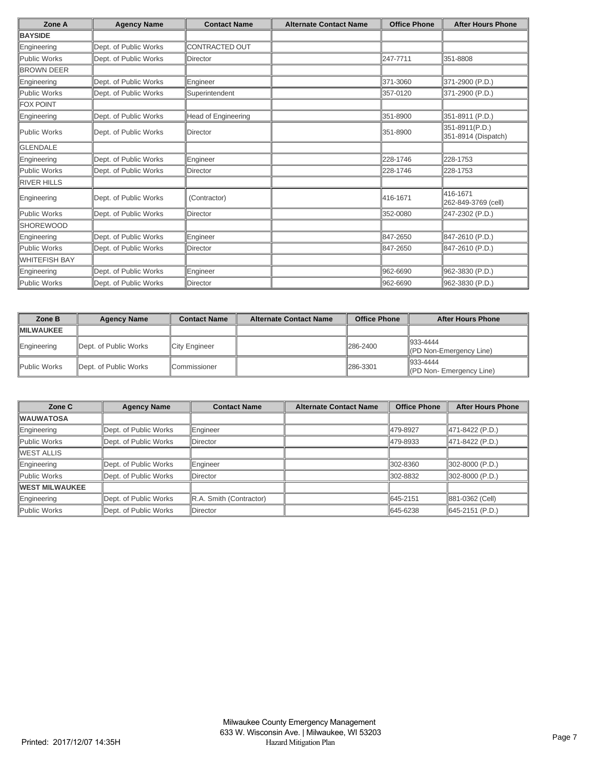| Zone A | Agency Name | Contact Name | Alternate Contact Name | Office Phone | After Hours Phone |
|---|---|---|---|---|---|
| **BAYSIDE** | | | | | |
| Engineering | Dept. of Public Works | CONTRACTED OUT | | | |
| Public Works | Dept. of Public Works | Director | | 247-7711 | 351-8808 |
| BROWN DEER | | | | | |
| Engineering | Dept. of Public Works | Engineer | | 371-3060 | 371-2900 (P.D.) |
| Public Works | Dept. of Public Works | Superintendent | | 357-0120 | 371-2900 (P.D.) |
| FOX POINT | | | | | |
| Engineering | Dept. of Public Works | Head of Engineering | | 351-8900 | 351-8911 (P.D.) |
| Public Works | Dept. of Public Works | Director | | 351-8900 | 351-8911(P.D.) 351-8914 (Dispatch) |
| GLENDALE | | | | | |
| Engineering | Dept. of Public Works | Engineer | | 228-1746 | 228-1753 |
| Public Works | Dept. of Public Works | Director | | 228-1746 | 228-1753 |
| RIVER HILLS | | | | | |
| Engineering | Dept. of Public Works | (Contractor) | | 416-1671 | 416-1671 262-849-3769 (cell) |
| Public Works | Dept. of Public Works | Director | | 352-0080 | 247-2302 (P.D.) |
| SHOREWOOD | | | | | |
| Engineering | Dept. of Public Works | Engineer | | 847-2650 | 847-2610 (P.D.) |
| Public Works | Dept. of Public Works | Director | | 847-2650 | 847-2610 (P.D.) |
| WHITEFISH BAY | | | | | |
| Engineering | Dept. of Public Works | Engineer | | 962-6690 | 962-3830 (P.D.) |
| Public Works | Dept. of Public Works | Director | | 962-6690 | 962-3830 (P.D.) |

| Zone B | Agency Name | Contact Name | Alternate Contact Name | Office Phone | After Hours Phone |
|---|---|---|---|---|---|
| **MILWAUKEE** | | | | | |
| Engineering | Dept. of Public Works | City Engineer | | 286-2400 | 933-4444 (PD Non-Emergency Line) |
| Public Works | Dept. of Public Works | Commissioner | | 286-3301 | 933-4444 (PD Non- Emergency Line) |

| Zone C | Agency Name | Contact Name | Alternate Contact Name | Office Phone | After Hours Phone |
|---|---|---|---|---|---|
| **WAUWATOSA** | | | | | |
| Engineering | Dept. of Public Works | Engineer | | 479-8927 | 471-8422 (P.D.) |
| Public Works | Dept. of Public Works | Director | | 479-8933 | 471-8422 (P.D.) |
| WEST ALLIS | | | | | |
| Engineering | Dept. of Public Works | Engineer | | 302-8360 | 302-8000 (P.D.) |
| Public Works | Dept. of Public Works | Director | | 302-8832 | 302-8000 (P.D.) |
| **WEST MILWAUKEE** | | | | | |
| Engineering | Dept. of Public Works | R.A. Smith (Contractor) | | 645-2151 | 881-0362 (Cell) |
| Public Works | Dept. of Public Works | Director | | 645-6238 | 645-2151 (P.D.) |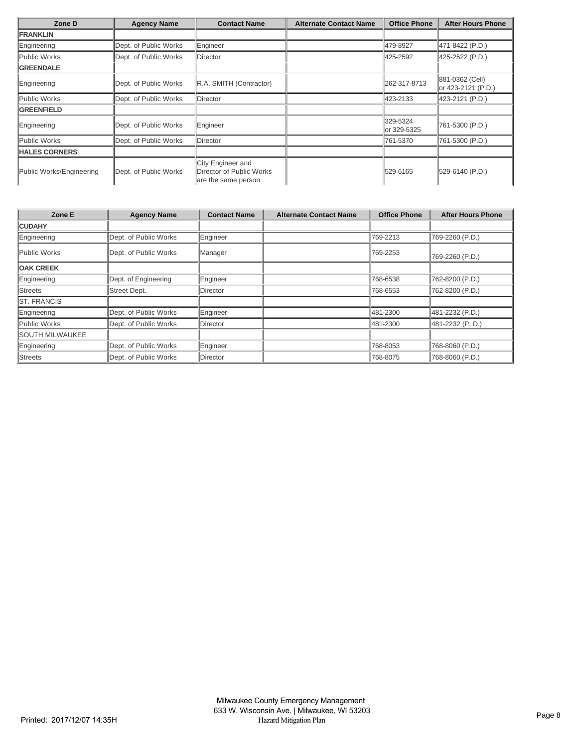| Zone D | Agency Name | Contact Name | Alternate Contact Name | Office Phone | After Hours Phone |
|---|---|---|---|---|---|
| **FRANKLIN** | | | | | |
| Engineering | Dept. of Public Works | Engineer | | 479-8927 | 471-8422 (P.D.) |
| Public Works | Dept. of Public Works | Director | | 425-2592 | 425-2522 (P.D.) |
| **GREENDALE** | | | | | |
| Engineering | Dept. of Public Works | R.A. SMITH (Contractor) | | 262-317-8713 | 881-0362 (Cell) or 423-2121 (P.D.) |
| Public Works | Dept. of Public Works | Director | | 423-2133 | 423-2121 (P.D.) |
| **GREENFIELD** | | | | | |
| Engineering | Dept. of Public Works | Engineer | | 329-5324 or 329-5325 | 761-5300 (P.D.) |
| Public Works | Dept. of Public Works | Director | | 761-5370 | 761-5300 (P.D.) |
| **HALES CORNERS** | | | | | |
| Public Works/Engineering | Dept. of Public Works | City Engineer and Director of Public Works are the same person | | 529-6165 | 529-6140 (P.D.) |

| Zone E | Agency Name | Contact Name | Alternate Contact Name | Office Phone | After Hours Phone |
|---|---|---|---|---|---|
| **CUDAHY** | | | | | |
| Engineering | Dept. of Public Works | Engineer | | 769-2213 | 769-2260 (P.D.) |
| Public Works | Dept. of Public Works | Manager | | 769-2253 | 769-2260 (P.D.) |
| **OAK CREEK** | | | | | |
| Engineering | Dept. of Engineering | Engineer | | 768-6538 | 762-8200 (P.D.) |
| Streets | Street Dept. | Director | | 768-6553 | 762-8200 (P.D.) |
| ST. FRANCIS | | | | | |
| Engineering | Dept. of Public Works | Engineer | | 481-2300 | 481-2232 (P.D.) |
| Public Works | Dept. of Public Works | Director | | 481-2300 | 481-2232 (P. D.) |
| SOUTH MILWAUKEE | | | | | |
| Engineering | Dept. of Public Works | Engineer | | 768-8053 | 768-8060 (P.D.) |
| Streets | Dept. of Public Works | Director | | 768-8075 | 768-8060 (P.D.) |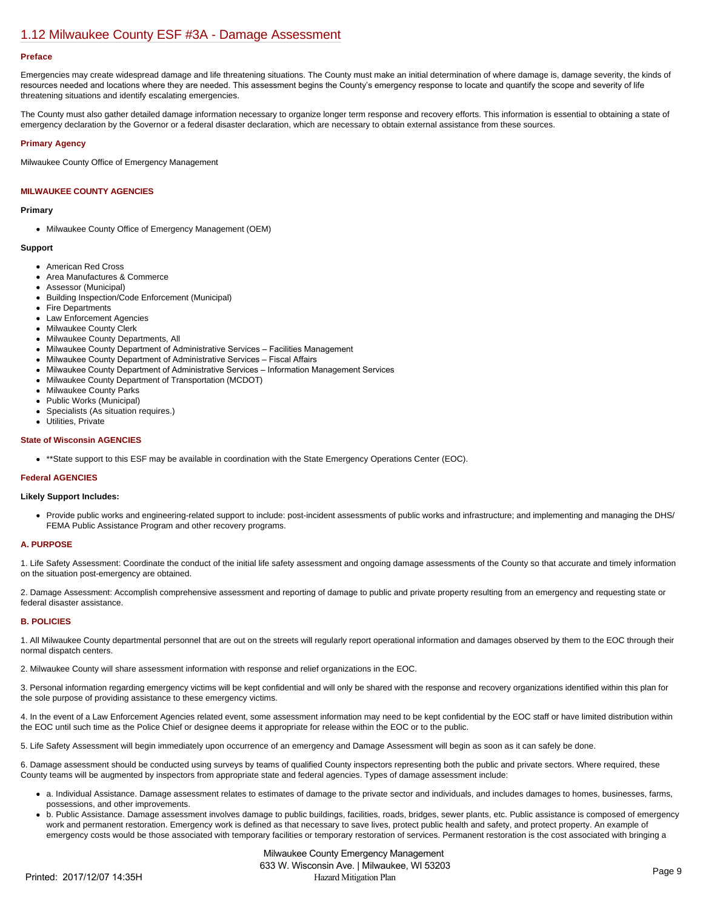# 1.12 Milwaukee County ESF #3A - Damage Assessment

### Preface

Emergencies may create widespread damage and life threatening situations. The County must make an initial determination of where damage is, damage severity, the kinds of resources needed and locations where they are needed. This assessment begins the County's emergency response to locate and quantify the scope and severity of life threatening situations and identify escalating emergencies.

The County must also gather detailed damage information necessary to organize longer term response and recovery efforts. This information is essential to obtaining a state of emergency declaration by the Governor or a federal disaster declaration, which are necessary to obtain external assistance from these sources.

### Primary Agency

Milwaukee County Office of Emergency Management

### MILWAUKEE COUNTY AGENCIES

**Primary**

- Milwaukee County Office of Emergency Management (OEM)

**Support**

- American Red Cross
- Area Manufactures & Commerce
- Assessor (Municipal)
- Building Inspection/Code Enforcement (Municipal)
- Fire Departments
- Law Enforcement Agencies
- Milwaukee County Clerk
- Milwaukee County Departments, All
- Milwaukee County Department of Administrative Services – Facilities Management
- Milwaukee County Department of Administrative Services – Fiscal Affairs
- Milwaukee County Department of Administrative Services – Information Management Services
- Milwaukee County Department of Transportation (MCDOT)
- Milwaukee County Parks
- Public Works (Municipal)
- Specialists (As situation requires.)
- Utilities, Private

### State of Wisconsin AGENCIES

- **State support to this ESF may be available in coordination with the State Emergency Operations Center (EOC).

### Federal AGENCIES

**Likely Support Includes:**

- Provide public works and engineering-related support to include: post-incident assessments of public works and infrastructure; and implementing and managing the DHS/ FEMA Public Assistance Program and other recovery programs.

### A. PURPOSE

1. Life Safety Assessment: Coordinate the conduct of the initial life safety assessment and ongoing damage assessments of the County so that accurate and timely information on the situation post-emergency are obtained.

2. Damage Assessment: Accomplish comprehensive assessment and reporting of damage to public and private property resulting from an emergency and requesting state or federal disaster assistance.

### B. POLICIES

1. All Milwaukee County departmental personnel that are out on the streets will regularly report operational information and damages observed by them to the EOC through their normal dispatch centers.

2. Milwaukee County will share assessment information with response and relief organizations in the EOC.

3. Personal information regarding emergency victims will be kept confidential and will only be shared with the response and recovery organizations identified within this plan for the sole purpose of providing assistance to these emergency victims.

4. In the event of a Law Enforcement Agencies related event, some assessment information may need to be kept confidential by the EOC staff or have limited distribution within the EOC until such time as the Police Chief or designee deems it appropriate for release within the EOC or to the public.

5. Life Safety Assessment will begin immediately upon occurrence of an emergency and Damage Assessment will begin as soon as it can safely be done.

6. Damage assessment should be conducted using surveys by teams of qualified County inspectors representing both the public and private sectors. Where required, these County teams will be augmented by inspectors from appropriate state and federal agencies. Types of damage assessment include:

- a. Individual Assistance. Damage assessment relates to estimates of damage to the private sector and individuals, and includes damages to homes, businesses, farms, possessions, and other improvements.
- b. Public Assistance. Damage assessment involves damage to public buildings, facilities, roads, bridges, sewer plants, etc. Public assistance is composed of emergency work and permanent restoration. Emergency work is defined as that necessary to save lives, protect public health and safety, and protect property. An example of emergency costs would be those associated with temporary facilities or temporary restoration of services. Permanent restoration is the cost associated with bringing a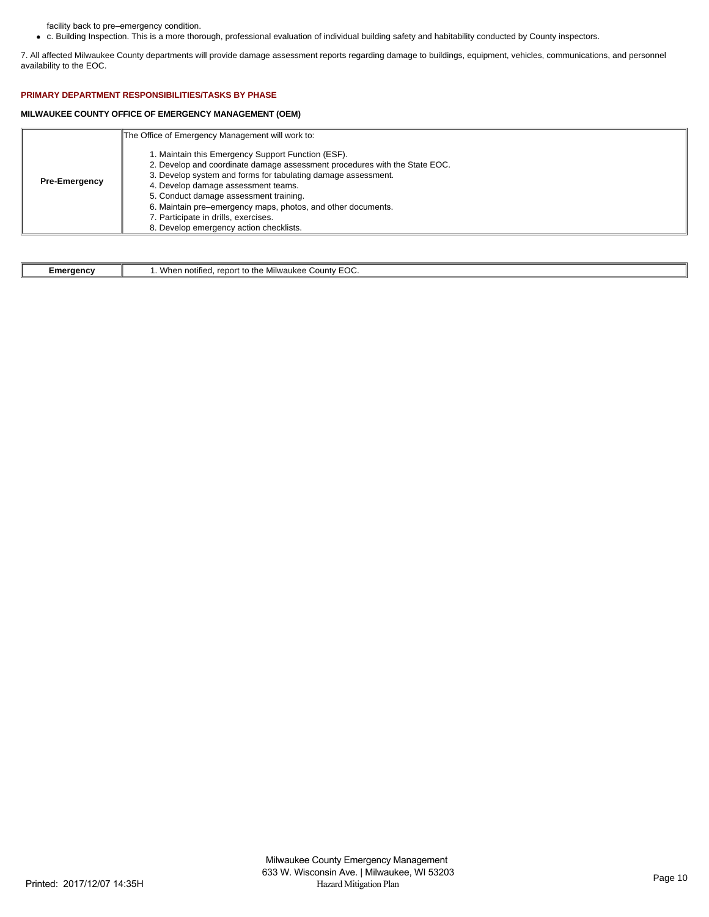facility back to pre–emergency condition.

- c. Building Inspection. This is a more thorough, professional evaluation of individual building safety and habitability conducted by County inspectors.

7. All affected Milwaukee County departments will provide damage assessment reports regarding damage to buildings, equipment, vehicles, communications, and personnel availability to the EOC.

### PRIMARY DEPARTMENT RESPONSIBILITIES/TASKS BY PHASE

#### MILWAUKEE COUNTY OFFICE OF EMERGENCY MANAGEMENT (OEM)

| | |
|---|---|
| **Pre-Emergency** | The Office of Emergency Management will work to:<br><br>1. Maintain this Emergency Support Function (ESF).<br>2. Develop and coordinate damage assessment procedures with the State EOC.<br>3. Develop system and forms for tabulating damage assessment.<br>4. Develop damage assessment teams.<br>5. Conduct damage assessment training.<br>6. Maintain pre–emergency maps, photos, and other documents.<br>7. Participate in drills, exercises.<br>8. Develop emergency action checklists. |

| | |
|---|---|
| **Emergency** | 1. When notified, report to the Milwaukee County EOC. |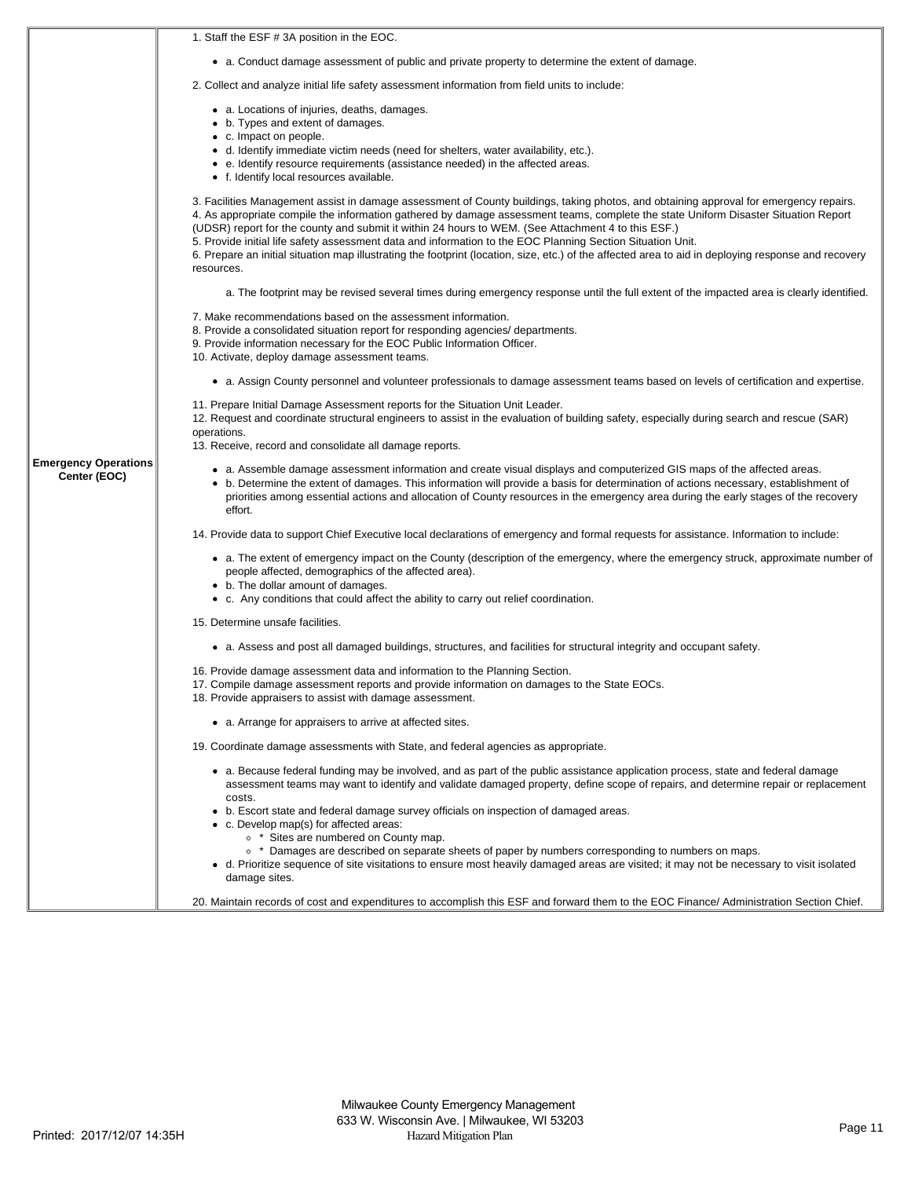| | |
|---|---|
| **Emergency Operations Center (EOC)** | 1. Staff the ESF # 3A position in the EOC.<br><br>• a. Conduct damage assessment of public and private property to determine the extent of damage.<br><br>2. Collect and analyze initial life safety assessment information from field units to include:<br><br>• a. Locations of injuries, deaths, damages.<br>• b. Types and extent of damages.<br>• c. Impact on people.<br>• d. Identify immediate victim needs (need for shelters, water availability, etc.).<br>• e. Identify resource requirements (assistance needed) in the affected areas.<br>• f. Identify local resources available.<br><br>3. Facilities Management assist in damage assessment of County buildings, taking photos, and obtaining approval for emergency repairs.<br>4. As appropriate compile the information gathered by damage assessment teams, complete the state Uniform Disaster Situation Report (UDSR) report for the county and submit it within 24 hours to WEM. (See Attachment 4 to this ESF.)<br>5. Provide initial life safety assessment data and information to the EOC Planning Section Situation Unit.<br>6. Prepare an initial situation map illustrating the footprint (location, size, etc.) of the affected area to aid in deploying response and recovery resources.<br><br>a. The footprint may be revised several times during emergency response until the full extent of the impacted area is clearly identified.<br><br>7. Make recommendations based on the assessment information.<br>8. Provide a consolidated situation report for responding agencies/ departments.<br>9. Provide information necessary for the EOC Public Information Officer.<br>10. Activate, deploy damage assessment teams.<br><br>• a. Assign County personnel and volunteer professionals to damage assessment teams based on levels of certification and expertise.<br><br>11. Prepare Initial Damage Assessment reports for the Situation Unit Leader.<br>12. Request and coordinate structural engineers to assist in the evaluation of building safety, especially during search and rescue (SAR) operations.<br>13. Receive, record and consolidate all damage reports.<br><br>• a. Assemble damage assessment information and create visual displays and computerized GIS maps of the affected areas.<br>• b. Determine the extent of damages. This information will provide a basis for determination of actions necessary, establishment of priorities among essential actions and allocation of County resources in the emergency area during the early stages of the recovery effort.<br><br>14. Provide data to support Chief Executive local declarations of emergency and formal requests for assistance. Information to include:<br><br>• a. The extent of emergency impact on the County (description of the emergency, where the emergency struck, approximate number of people affected, demographics of the affected area).<br>• b. The dollar amount of damages.<br>• c. Any conditions that could affect the ability to carry out relief coordination.<br><br>15. Determine unsafe facilities.<br><br>• a. Assess and post all damaged buildings, structures, and facilities for structural integrity and occupant safety.<br><br>16. Provide damage assessment data and information to the Planning Section.<br>17. Compile damage assessment reports and provide information on damages to the State EOCs.<br>18. Provide appraisers to assist with damage assessment.<br><br>• a. Arrange for appraisers to arrive at affected sites.<br><br>19. Coordinate damage assessments with State, and federal agencies as appropriate.<br><br>• a. Because federal funding may be involved, and as part of the public assistance application process, state and federal damage assessment teams may want to identify and validate damaged property, define scope of repairs, and determine repair or replacement costs.<br>• b. Escort state and federal damage survey officials on inspection of damaged areas.<br>• c. Develop map(s) for affected areas:<br>&nbsp;&nbsp;◦ * Sites are numbered on County map.<br>&nbsp;&nbsp;◦ * Damages are described on separate sheets of paper by numbers corresponding to numbers on maps.<br>• d. Prioritize sequence of site visitations to ensure most heavily damaged areas are visited; it may not be necessary to visit isolated damage sites.<br><br>20. Maintain records of cost and expenditures to accomplish this ESF and forward them to the EOC Finance/ Administration Section Chief. |

Milwaukee County Emergency Management
633 W. Wisconsin Ave. | Milwaukee, WI 53203
Hazard Mitigation Plan

Printed: 2017/12/07 14:35H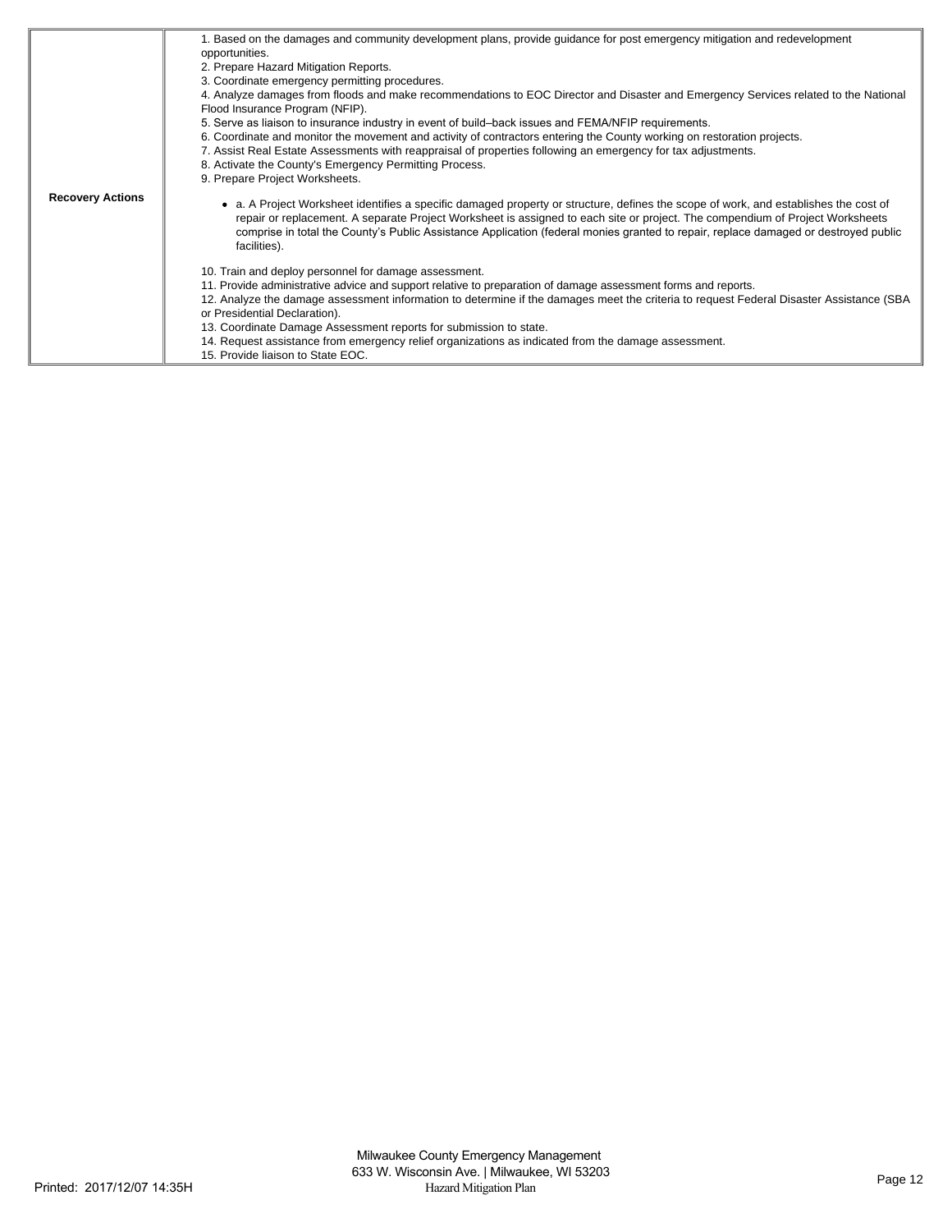| | |
|---|---|
| **Recovery Actions** | 1. Based on the damages and community development plans, provide guidance for post emergency mitigation and redevelopment opportunities.<br>2. Prepare Hazard Mitigation Reports.<br>3. Coordinate emergency permitting procedures.<br>4. Analyze damages from floods and make recommendations to EOC Director and Disaster and Emergency Services related to the National Flood Insurance Program (NFIP).<br>5. Serve as liaison to insurance industry in event of build–back issues and FEMA/NFIP requirements.<br>6. Coordinate and monitor the movement and activity of contractors entering the County working on restoration projects.<br>7. Assist Real Estate Assessments with reappraisal of properties following an emergency for tax adjustments.<br>8. Activate the County's Emergency Permitting Process.<br>9. Prepare Project Worksheets.<br><br>• a. A Project Worksheet identifies a specific damaged property or structure, defines the scope of work, and establishes the cost of repair or replacement. A separate Project Worksheet is assigned to each site or project. The compendium of Project Worksheets comprise in total the County's Public Assistance Application (federal monies granted to repair, replace damaged or destroyed public facilities).<br><br>10. Train and deploy personnel for damage assessment.<br>11. Provide administrative advice and support relative to preparation of damage assessment forms and reports.<br>12. Analyze the damage assessment information to determine if the damages meet the criteria to request Federal Disaster Assistance (SBA or Presidential Declaration).<br>13. Coordinate Damage Assessment reports for submission to state.<br>14. Request assistance from emergency relief organizations as indicated from the damage assessment.<br>15. Provide liaison to State EOC. |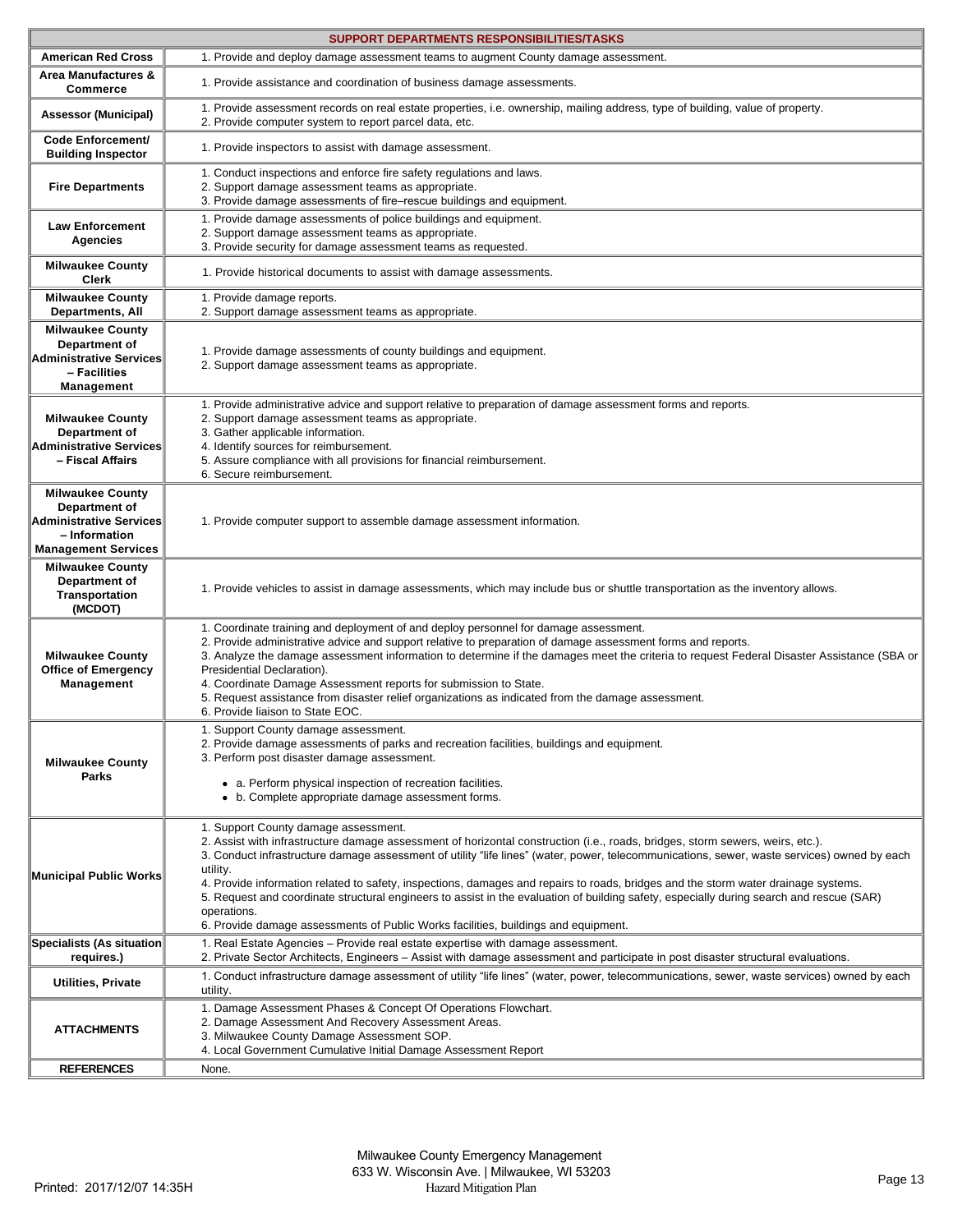| SUPPORT DEPARTMENTS RESPONSIBILITIES/TASKS | |
|---|---|
| **American Red Cross** | 1. Provide and deploy damage assessment teams to augment County damage assessment. |
| **Area Manufactures & Commerce** | 1. Provide assistance and coordination of business damage assessments. |
| **Assessor (Municipal)** | 1. Provide assessment records on real estate properties, i.e. ownership, mailing address, type of building, value of property.<br>2. Provide computer system to report parcel data, etc. |
| **Code Enforcement/ Building Inspector** | 1. Provide inspectors to assist with damage assessment. |
| **Fire Departments** | 1. Conduct inspections and enforce fire safety regulations and laws.<br>2. Support damage assessment teams as appropriate.<br>3. Provide damage assessments of fire–rescue buildings and equipment. |
| **Law Enforcement Agencies** | 1. Provide damage assessments of police buildings and equipment.<br>2. Support damage assessment teams as appropriate.<br>3. Provide security for damage assessment teams as requested. |
| **Milwaukee County Clerk** | 1. Provide historical documents to assist with damage assessments. |
| **Milwaukee County Departments, All** | 1. Provide damage reports.<br>2. Support damage assessment teams as appropriate. |
| **Milwaukee County Department of Administrative Services – Facilities Management** | 1. Provide damage assessments of county buildings and equipment.<br>2. Support damage assessment teams as appropriate. |
| **Milwaukee County Department of Administrative Services – Fiscal Affairs** | 1. Provide administrative advice and support relative to preparation of damage assessment forms and reports.<br>2. Support damage assessment teams as appropriate.<br>3. Gather applicable information.<br>4. Identify sources for reimbursement.<br>5. Assure compliance with all provisions for financial reimbursement.<br>6. Secure reimbursement. |
| **Milwaukee County Department of Administrative Services – Information Management Services** | 1. Provide computer support to assemble damage assessment information. |
| **Milwaukee County Department of Transportation (MCDOT)** | 1. Provide vehicles to assist in damage assessments, which may include bus or shuttle transportation as the inventory allows. |
| **Milwaukee County Office of Emergency Management** | 1. Coordinate training and deployment of and deploy personnel for damage assessment.<br>2. Provide administrative advice and support relative to preparation of damage assessment forms and reports.<br>3. Analyze the damage assessment information to determine if the damages meet the criteria to request Federal Disaster Assistance (SBA or Presidential Declaration).<br>4. Coordinate Damage Assessment reports for submission to State.<br>5. Request assistance from disaster relief organizations as indicated from the damage assessment.<br>6. Provide liaison to State EOC. |
| **Milwaukee County Parks** | 1. Support County damage assessment.<br>2. Provide damage assessments of parks and recreation facilities, buildings and equipment.<br>3. Perform post disaster damage assessment.<br>• a. Perform physical inspection of recreation facilities.<br>• b. Complete appropriate damage assessment forms. |
| **Municipal Public Works** | 1. Support County damage assessment.<br>2. Assist with infrastructure damage assessment of horizontal construction (i.e., roads, bridges, storm sewers, weirs, etc.).<br>3. Conduct infrastructure damage assessment of utility "life lines" (water, power, telecommunications, sewer, waste services) owned by each utility.<br>4. Provide information related to safety, inspections, damages and repairs to roads, bridges and the storm water drainage systems.<br>5. Request and coordinate structural engineers to assist in the evaluation of building safety, especially during search and rescue (SAR) operations.<br>6. Provide damage assessments of Public Works facilities, buildings and equipment. |
| **Specialists (As situation requires.)** | 1. Real Estate Agencies – Provide real estate expertise with damage assessment.<br>2. Private Sector Architects, Engineers – Assist with damage assessment and participate in post disaster structural evaluations. |
| **Utilities, Private** | 1. Conduct infrastructure damage assessment of utility "life lines" (water, power, telecommunications, sewer, waste services) owned by each utility. |
| **ATTACHMENTS** | 1. Damage Assessment Phases & Concept Of Operations Flowchart.<br>2. Damage Assessment And Recovery Assessment Areas.<br>3. Milwaukee County Damage Assessment SOP.<br>4. Local Government Cumulative Initial Damage Assessment Report |
| **REFERENCES** | None. |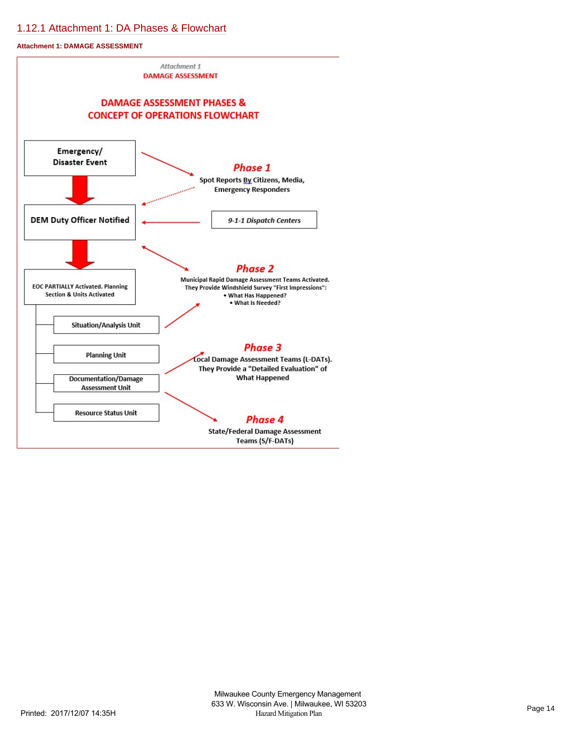## 1.12.1 Attachment 1: DA Phases & Flowchart

**Attachment 1: DAMAGE ASSESSMENT**

*Attachment 1*

**DAMAGE ASSESSMENT**

**DAMAGE ASSESSMENT PHASES & CONCEPT OF OPERATIONS FLOWCHART**

**Emergency/ Disaster Event**

***Phase 1***

**Spot Reports By Citizens, Media, Emergency Responders**

**DEM Duty Officer Notified**

***9-1-1 Dispatch Centers***

***Phase 2***

**Municipal Rapid Damage Assessment Teams Activated. They Provide Windshield Survey "First Impressions":**

- **What Has Happened?**
- **What Is Needed?**

**EOC PARTIALLY Activated. Planning Section & Units Activated**

- **Situation/Analysis Unit**
- **Planning Unit**
- **Documentation/Damage Assessment Unit**
- **Resource Status Unit**

***Phase 3***

**Local Damage Assessment Teams (L-DATs). They Provide a "Detailed Evaluation" of What Happened**

***Phase 4***

**State/Federal Damage Assessment Teams (S/F-DATs)**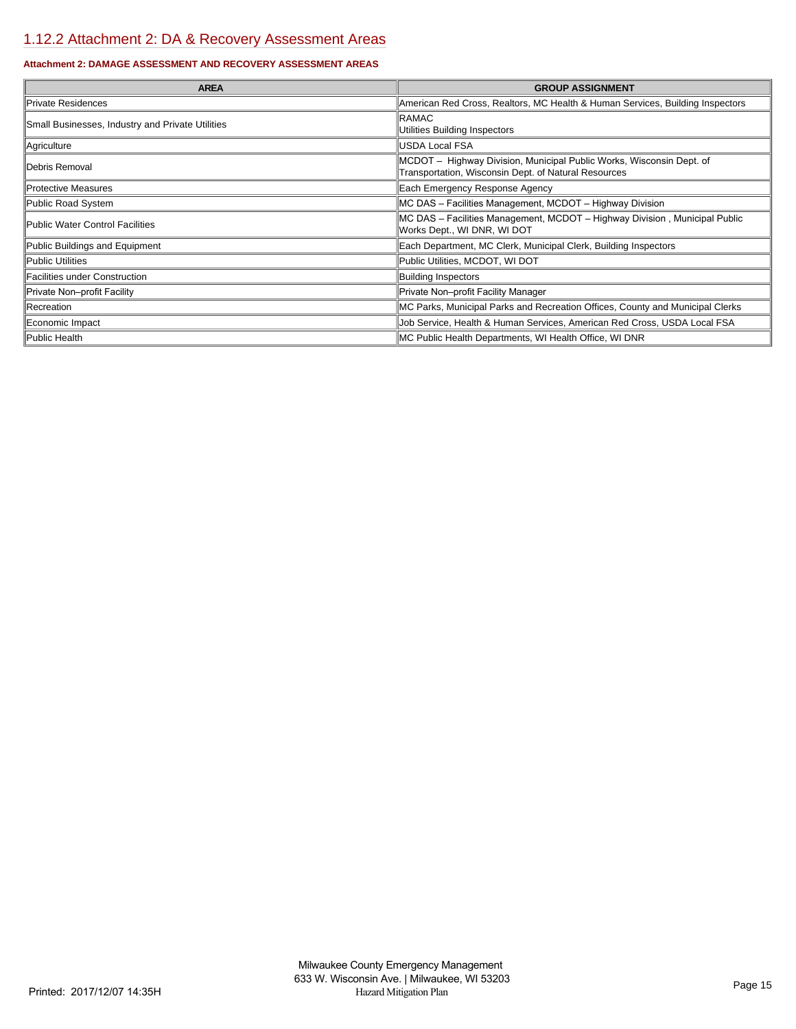## 1.12.2 Attachment 2: DA & Recovery Assessment Areas

**Attachment 2: DAMAGE ASSESSMENT AND RECOVERY ASSESSMENT AREAS**

| AREA | GROUP ASSIGNMENT |
|---|---|
| Private Residences | American Red Cross, Realtors, MC Health & Human Services, Building Inspectors |
| Small Businesses, Industry and Private Utilities | RAMAC<br>Utilities Building Inspectors |
| Agriculture | USDA Local FSA |
| Debris Removal | MCDOT – Highway Division, Municipal Public Works, Wisconsin Dept. of Transportation, Wisconsin Dept. of Natural Resources |
| Protective Measures | Each Emergency Response Agency |
| Public Road System | MC DAS – Facilities Management, MCDOT – Highway Division |
| Public Water Control Facilities | MC DAS – Facilities Management, MCDOT – Highway Division , Municipal Public Works Dept., WI DNR, WI DOT |
| Public Buildings and Equipment | Each Department, MC Clerk, Municipal Clerk, Building Inspectors |
| Public Utilities | Public Utilities, MCDOT, WI DOT |
| Facilities under Construction | Building Inspectors |
| Private Non–profit Facility | Private Non–profit Facility Manager |
| Recreation | MC Parks, Municipal Parks and Recreation Offices, County and Municipal Clerks |
| Economic Impact | Job Service, Health & Human Services, American Red Cross, USDA Local FSA |
| Public Health | MC Public Health Departments, WI Health Office, WI DNR |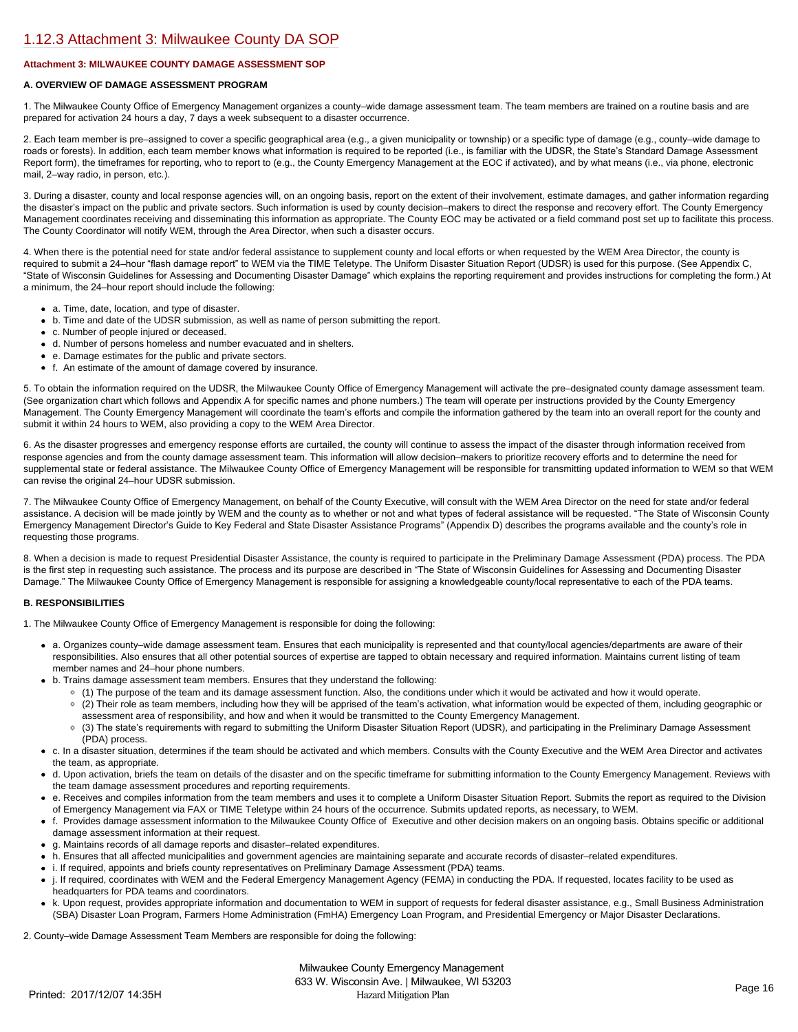## 1.12.3 Attachment 3: Milwaukee County DA SOP

**Attachment 3: MILWAUKEE COUNTY DAMAGE ASSESSMENT SOP**

**A. OVERVIEW OF DAMAGE ASSESSMENT PROGRAM**

1. The Milwaukee County Office of Emergency Management organizes a county–wide damage assessment team. The team members are trained on a routine basis and are prepared for activation 24 hours a day, 7 days a week subsequent to a disaster occurrence.

2. Each team member is pre–assigned to cover a specific geographical area (e.g., a given municipality or township) or a specific type of damage (e.g., county–wide damage to roads or forests). In addition, each team member knows what information is required to be reported (i.e., is familiar with the UDSR, the State's Standard Damage Assessment Report form), the timeframes for reporting, who to report to (e.g., the County Emergency Management at the EOC if activated), and by what means (i.e., via phone, electronic mail, 2–way radio, in person, etc.).

3. During a disaster, county and local response agencies will, on an ongoing basis, report on the extent of their involvement, estimate damages, and gather information regarding the disaster's impact on the public and private sectors. Such information is used by county decision–makers to direct the response and recovery effort. The County Emergency Management coordinates receiving and disseminating this information as appropriate. The County EOC may be activated or a field command post set up to facilitate this process. The County Coordinator will notify WEM, through the Area Director, when such a disaster occurs.

4. When there is the potential need for state and/or federal assistance to supplement county and local efforts or when requested by the WEM Area Director, the county is required to submit a 24–hour "flash damage report" to WEM via the TIME Teletype. The Uniform Disaster Situation Report (UDSR) is used for this purpose. (See Appendix C, "State of Wisconsin Guidelines for Assessing and Documenting Disaster Damage" which explains the reporting requirement and provides instructions for completing the form.) At a minimum, the 24–hour report should include the following:

- a. Time, date, location, and type of disaster.
- b. Time and date of the UDSR submission, as well as name of person submitting the report.
- c. Number of people injured or deceased.
- d. Number of persons homeless and number evacuated and in shelters.
- e. Damage estimates for the public and private sectors.
- f. An estimate of the amount of damage covered by insurance.

5. To obtain the information required on the UDSR, the Milwaukee County Office of Emergency Management will activate the pre–designated county damage assessment team. (See organization chart which follows and Appendix A for specific names and phone numbers.) The team will operate per instructions provided by the County Emergency Management. The County Emergency Management will coordinate the team's efforts and compile the information gathered by the team into an overall report for the county and submit it within 24 hours to WEM, also providing a copy to the WEM Area Director.

6. As the disaster progresses and emergency response efforts are curtailed, the county will continue to assess the impact of the disaster through information received from response agencies and from the county damage assessment team. This information will allow decision–makers to prioritize recovery efforts and to determine the need for supplemental state or federal assistance. The Milwaukee County Office of Emergency Management will be responsible for transmitting updated information to WEM so that WEM can revise the original 24–hour UDSR submission.

7. The Milwaukee County Office of Emergency Management, on behalf of the County Executive, will consult with the WEM Area Director on the need for state and/or federal assistance. A decision will be made jointly by WEM and the county as to whether or not and what types of federal assistance will be requested. "The State of Wisconsin County Emergency Management Director's Guide to Key Federal and State Disaster Assistance Programs" (Appendix D) describes the programs available and the county's role in requesting those programs.

8. When a decision is made to request Presidential Disaster Assistance, the county is required to participate in the Preliminary Damage Assessment (PDA) process. The PDA is the first step in requesting such assistance. The process and its purpose are described in "The State of Wisconsin Guidelines for Assessing and Documenting Disaster Damage." The Milwaukee County Office of Emergency Management is responsible for assigning a knowledgeable county/local representative to each of the PDA teams.

**B. RESPONSIBILITIES**

1. The Milwaukee County Office of Emergency Management is responsible for doing the following:

- a. Organizes county–wide damage assessment team. Ensures that each municipality is represented and that county/local agencies/departments are aware of their responsibilities. Also ensures that all other potential sources of expertise are tapped to obtain necessary and required information. Maintains current listing of team member names and 24–hour phone numbers.
- b. Trains damage assessment team members. Ensures that they understand the following:
  - (1) The purpose of the team and its damage assessment function. Also, the conditions under which it would be activated and how it would operate.
  - (2) Their role as team members, including how they will be apprised of the team's activation, what information would be expected of them, including geographic or assessment area of responsibility, and how and when it would be transmitted to the County Emergency Management.
  - (3) The state's requirements with regard to submitting the Uniform Disaster Situation Report (UDSR), and participating in the Preliminary Damage Assessment (PDA) process.
- c. In a disaster situation, determines if the team should be activated and which members. Consults with the County Executive and the WEM Area Director and activates the team, as appropriate.
- d. Upon activation, briefs the team on details of the disaster and on the specific timeframe for submitting information to the County Emergency Management. Reviews with the team damage assessment procedures and reporting requirements.
- e. Receives and compiles information from the team members and uses it to complete a Uniform Disaster Situation Report. Submits the report as required to the Division of Emergency Management via FAX or TIME Teletype within 24 hours of the occurrence. Submits updated reports, as necessary, to WEM.
- f. Provides damage assessment information to the Milwaukee County Office of Executive and other decision makers on an ongoing basis. Obtains specific or additional damage assessment information at their request.
- g. Maintains records of all damage reports and disaster–related expenditures.
- h. Ensures that all affected municipalities and government agencies are maintaining separate and accurate records of disaster–related expenditures.
- i. If required, appoints and briefs county representatives on Preliminary Damage Assessment (PDA) teams.
- j. If required, coordinates with WEM and the Federal Emergency Management Agency (FEMA) in conducting the PDA. If requested, locates facility to be used as headquarters for PDA teams and coordinators.
- k. Upon request, provides appropriate information and documentation to WEM in support of requests for federal disaster assistance, e.g., Small Business Administration (SBA) Disaster Loan Program, Farmers Home Administration (FmHA) Emergency Loan Program, and Presidential Emergency or Major Disaster Declarations.

2. County–wide Damage Assessment Team Members are responsible for doing the following: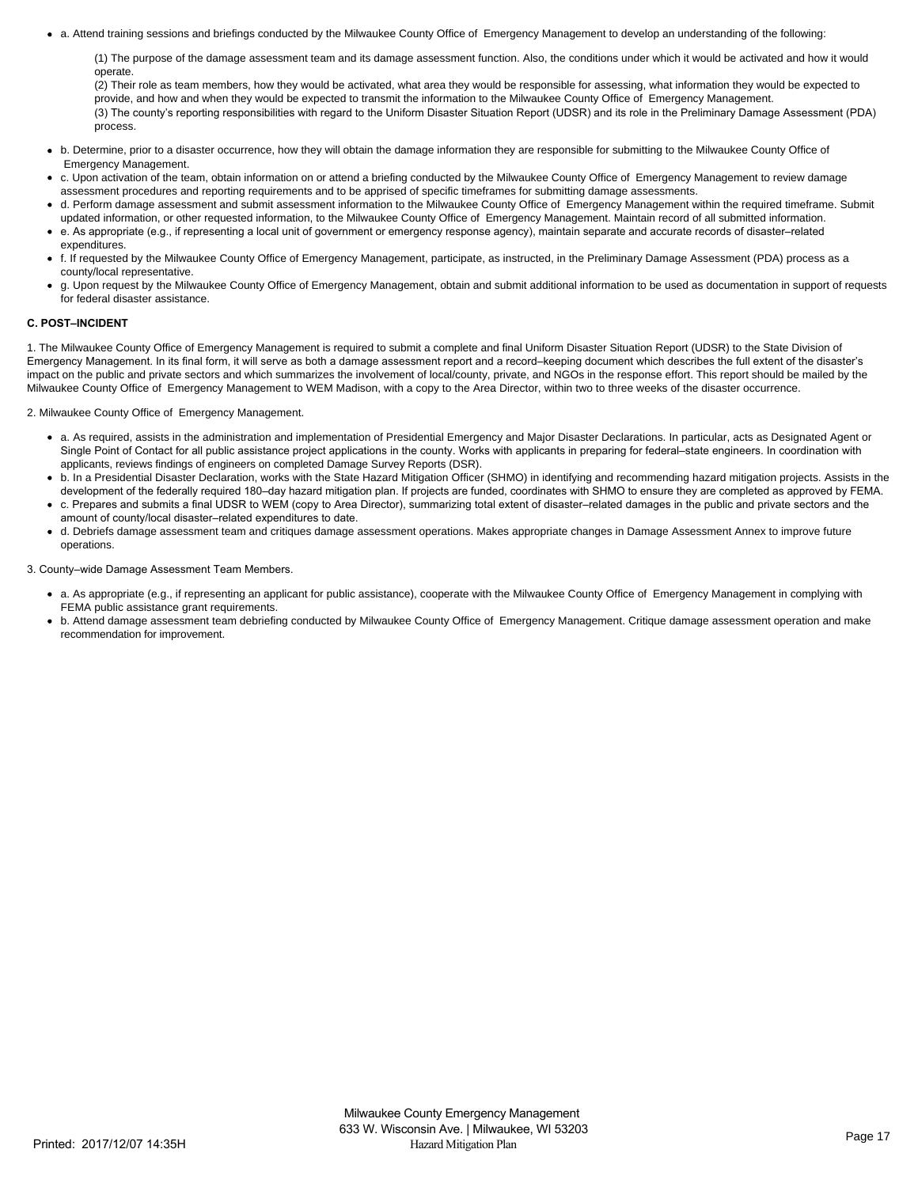- a. Attend training sessions and briefings conducted by the Milwaukee County Office of Emergency Management to develop an understanding of the following:

  (1) The purpose of the damage assessment team and its damage assessment function. Also, the conditions under which it would be activated and how it would operate.
  (2) Their role as team members, how they would be activated, what area they would be responsible for assessing, what information they would be expected to provide, and how and when they would be expected to transmit the information to the Milwaukee County Office of Emergency Management.
  (3) The county's reporting responsibilities with regard to the Uniform Disaster Situation Report (UDSR) and its role in the Preliminary Damage Assessment (PDA) process.

- b. Determine, prior to a disaster occurrence, how they will obtain the damage information they are responsible for submitting to the Milwaukee County Office of Emergency Management.
- c. Upon activation of the team, obtain information on or attend a briefing conducted by the Milwaukee County Office of Emergency Management to review damage assessment procedures and reporting requirements and to be apprised of specific timeframes for submitting damage assessments.
- d. Perform damage assessment and submit assessment information to the Milwaukee County Office of Emergency Management within the required timeframe. Submit updated information, or other requested information, to the Milwaukee County Office of Emergency Management. Maintain record of all submitted information.
- e. As appropriate (e.g., if representing a local unit of government or emergency response agency), maintain separate and accurate records of disaster–related expenditures.
- f. If requested by the Milwaukee County Office of Emergency Management, participate, as instructed, in the Preliminary Damage Assessment (PDA) process as a county/local representative.
- g. Upon request by the Milwaukee County Office of Emergency Management, obtain and submit additional information to be used as documentation in support of requests for federal disaster assistance.

**C. POST–INCIDENT**

1. The Milwaukee County Office of Emergency Management is required to submit a complete and final Uniform Disaster Situation Report (UDSR) to the State Division of Emergency Management. In its final form, it will serve as both a damage assessment report and a record–keeping document which describes the full extent of the disaster's impact on the public and private sectors and which summarizes the involvement of local/county, private, and NGOs in the response effort. This report should be mailed by the Milwaukee County Office of Emergency Management to WEM Madison, with a copy to the Area Director, within two to three weeks of the disaster occurrence.

2. Milwaukee County Office of Emergency Management.

- a. As required, assists in the administration and implementation of Presidential Emergency and Major Disaster Declarations. In particular, acts as Designated Agent or Single Point of Contact for all public assistance project applications in the county. Works with applicants in preparing for federal–state engineers. In coordination with applicants, reviews findings of engineers on completed Damage Survey Reports (DSR).
- b. In a Presidential Disaster Declaration, works with the State Hazard Mitigation Officer (SHMO) in identifying and recommending hazard mitigation projects. Assists in the development of the federally required 180–day hazard mitigation plan. If projects are funded, coordinates with SHMO to ensure they are completed as approved by FEMA.
- c. Prepares and submits a final UDSR to WEM (copy to Area Director), summarizing total extent of disaster–related damages in the public and private sectors and the amount of county/local disaster–related expenditures to date.
- d. Debriefs damage assessment team and critiques damage assessment operations. Makes appropriate changes in Damage Assessment Annex to improve future operations.

3. County–wide Damage Assessment Team Members.

- a. As appropriate (e.g., if representing an applicant for public assistance), cooperate with the Milwaukee County Office of Emergency Management in complying with FEMA public assistance grant requirements.
- b. Attend damage assessment team debriefing conducted by Milwaukee County Office of Emergency Management. Critique damage assessment operation and make recommendation for improvement.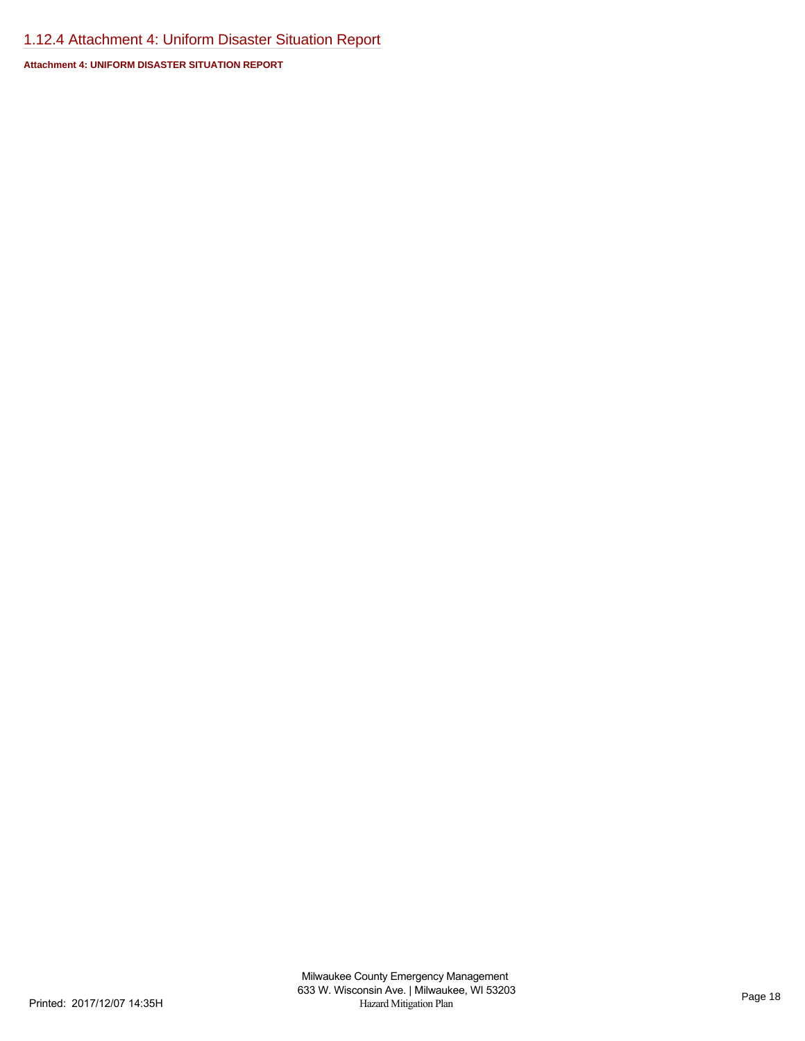## 1.12.4 Attachment 4: Uniform Disaster Situation Report

**Attachment 4: UNIFORM DISASTER SITUATION REPORT**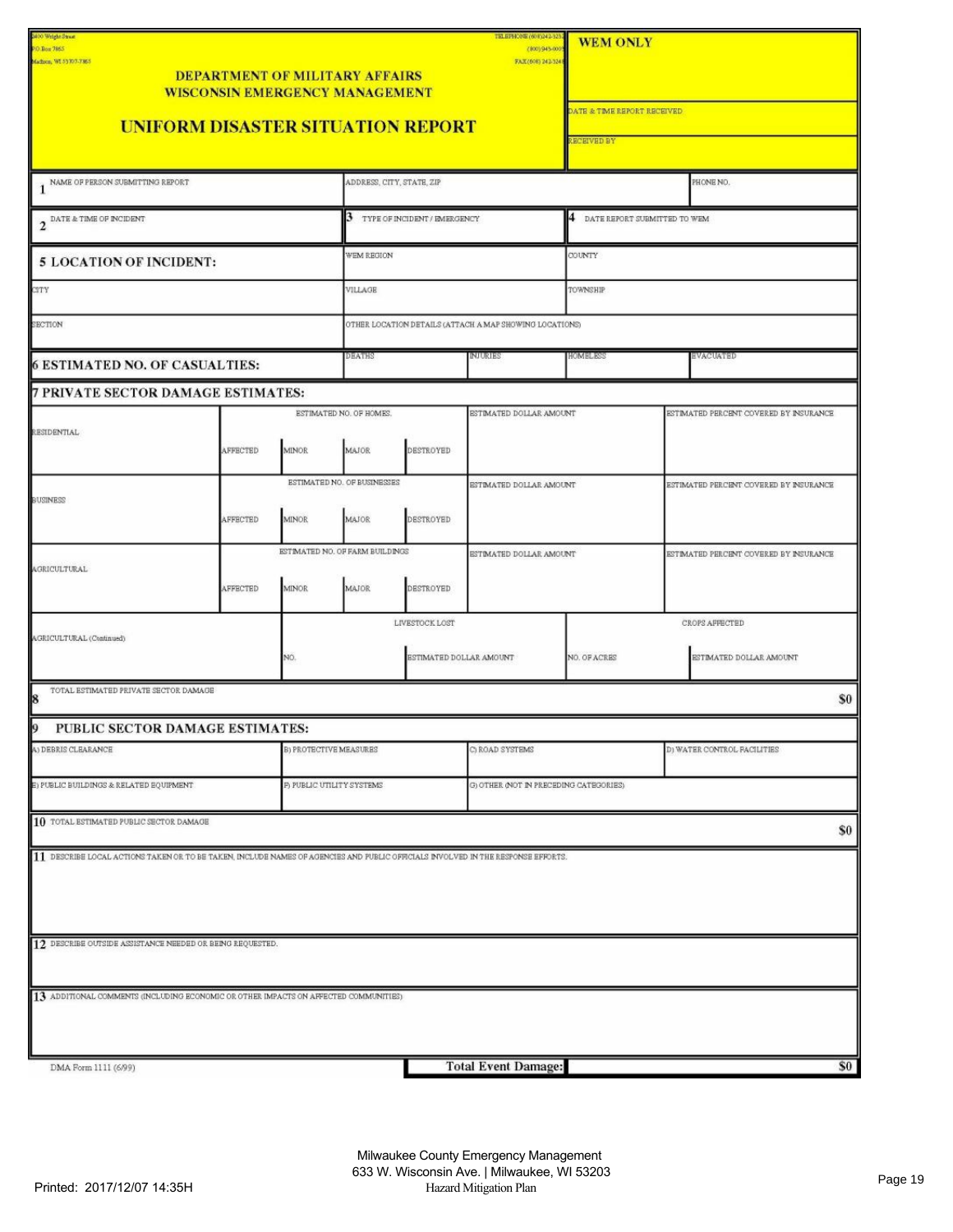2400 Wright Street
P.O. Box 7865
Madison, WI 53707-7865

TELEPHONE (608) 242-3232
(800) 943-0003
FAX (608) 242-3248

# DEPARTMENT OF MILITARY AFFAIRS
# WISCONSIN EMERGENCY MANAGEMENT

# UNIFORM DISASTER SITUATION REPORT

**WEM ONLY**

DATE & TIME REPORT RECEIVED

RECEIVED BY

| 1 NAME OF PERSON SUBMITTING REPORT | ADDRESS, CITY, STATE, ZIP | PHONE NO. |
|---|---|---|
| | | |

| 2 DATE & TIME OF INCIDENT | 3 TYPE OF INCIDENT / EMERGENCY | 4 DATE REPORT SUBMITTED TO WEM |
|---|---|---|
| | | |

| **5 LOCATION OF INCIDENT:** | WEM REGION | COUNTY |
|---|---|---|
| CITY | VILLAGE | TOWNSHIP |
| SECTION | OTHER LOCATION DETAILS (ATTACH A MAP SHOWING LOCATIONS) | |

| **6 ESTIMATED NO. OF CASUALTIES:** | DEATHS | INJURIES | HOMELESS | EVACUATED |
|---|---|---|---|---|
| | | | | |

## 7 PRIVATE SECTOR DAMAGE ESTIMATES:

| | ESTIMATED NO. OF HOMES | | | | ESTIMATED DOLLAR AMOUNT | ESTIMATED PERCENT COVERED BY INSURANCE |
|---|---|---|---|---|---|---|
| RESIDENTIAL | AFFECTED | MINOR | MAJOR | DESTROYED | | |
| | **ESTIMATED NO. OF BUSINESSES** | | | | **ESTIMATED DOLLAR AMOUNT** | **ESTIMATED PERCENT COVERED BY INSURANCE** |
| BUSINESS | AFFECTED | MINOR | MAJOR | DESTROYED | | |
| | **ESTIMATED NO. OF FARM BUILDINGS** | | | | **ESTIMATED DOLLAR AMOUNT** | **ESTIMATED PERCENT COVERED BY INSURANCE** |
| AGRICULTURAL | AFFECTED | MINOR | MAJOR | DESTROYED | | |

| | LIVESTOCK LOST | | CROPS AFFECTED | |
|---|---|---|---|---|
| AGRICULTURAL (Continued) | NO. | ESTIMATED DOLLAR AMOUNT | NO. OF ACRES | ESTIMATED DOLLAR AMOUNT |

| 8 TOTAL ESTIMATED PRIVATE SECTOR DAMAGE | $0 |
|---|---|

## 9 PUBLIC SECTOR DAMAGE ESTIMATES:

| A) DEBRIS CLEARANCE | B) PROTECTIVE MEASURES | C) ROAD SYSTEMS | D) WATER CONTROL FACILITIES |
|---|---|---|---|
| E) PUBLIC BUILDINGS & RELATED EQUIPMENT | F) PUBLIC UTILITY SYSTEMS | G) OTHER (NOT IN PRECEDING CATEGORIES) | |

| 10 TOTAL ESTIMATED PUBLIC SECTOR DAMAGE | $0 |
|---|---|

11 DESCRIBE LOCAL ACTIONS TAKEN OR TO BE TAKEN, INCLUDE NAMES OF AGENCIES AND PUBLIC OFFICIALS INVOLVED IN THE RESPONSE EFFORTS.

12 DESCRIBE OUTSIDE ASSISTANCE NEEDED OR BEING REQUESTED.

13 ADDITIONAL COMMENTS (INCLUDING ECONOMIC OR OTHER IMPACTS ON AFFECTED COMMUNITIES)

DMA Form 1111 (6/99)

**Total Event Damage:** $0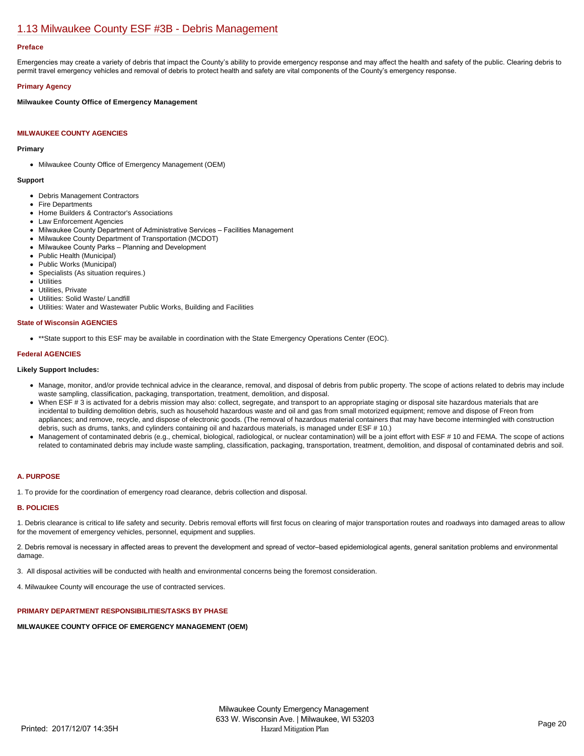## 1.13 Milwaukee County ESF #3B - Debris Management

### Preface

Emergencies may create a variety of debris that impact the County's ability to provide emergency response and may affect the health and safety of the public. Clearing debris to permit travel emergency vehicles and removal of debris to protect health and safety are vital components of the County's emergency response.

### Primary Agency

**Milwaukee County Office of Emergency Management**

### MILWAUKEE COUNTY AGENCIES

**Primary**

- Milwaukee County Office of Emergency Management (OEM)

**Support**

- Debris Management Contractors
- Fire Departments
- Home Builders & Contractor's Associations
- Law Enforcement Agencies
- Milwaukee County Department of Administrative Services – Facilities Management
- Milwaukee County Department of Transportation (MCDOT)
- Milwaukee County Parks – Planning and Development
- Public Health (Municipal)
- Public Works (Municipal)
- Specialists (As situation requires.)
- Utilities
- Utilities, Private
- Utilities: Solid Waste/ Landfill
- Utilities: Water and Wastewater Public Works, Building and Facilities

### State of Wisconsin AGENCIES

- **State support to this ESF may be available in coordination with the State Emergency Operations Center (EOC).

### Federal AGENCIES

**Likely Support Includes:**

- Manage, monitor, and/or provide technical advice in the clearance, removal, and disposal of debris from public property. The scope of actions related to debris may include waste sampling, classification, packaging, transportation, treatment, demolition, and disposal.
- When ESF # 3 is activated for a debris mission may also: collect, segregate, and transport to an appropriate staging or disposal site hazardous materials that are incidental to building demolition debris, such as household hazardous waste and oil and gas from small motorized equipment; remove and dispose of Freon from appliances; and remove, recycle, and dispose of electronic goods. (The removal of hazardous material containers that may have become intermingled with construction debris, such as drums, tanks, and cylinders containing oil and hazardous materials, is managed under ESF # 10.)
- Management of contaminated debris (e.g., chemical, biological, radiological, or nuclear contamination) will be a joint effort with ESF # 10 and FEMA. The scope of actions related to contaminated debris may include waste sampling, classification, packaging, transportation, treatment, demolition, and disposal of contaminated debris and soil.

### A. PURPOSE

1. To provide for the coordination of emergency road clearance, debris collection and disposal.

### B. POLICIES

1. Debris clearance is critical to life safety and security. Debris removal efforts will first focus on clearing of major transportation routes and roadways into damaged areas to allow for the movement of emergency vehicles, personnel, equipment and supplies.

2. Debris removal is necessary in affected areas to prevent the development and spread of vector–based epidemiological agents, general sanitation problems and environmental damage.

3. All disposal activities will be conducted with health and environmental concerns being the foremost consideration.

4. Milwaukee County will encourage the use of contracted services.

### PRIMARY DEPARTMENT RESPONSIBILITIES/TASKS BY PHASE

**MILWAUKEE COUNTY OFFICE OF EMERGENCY MANAGEMENT (OEM)**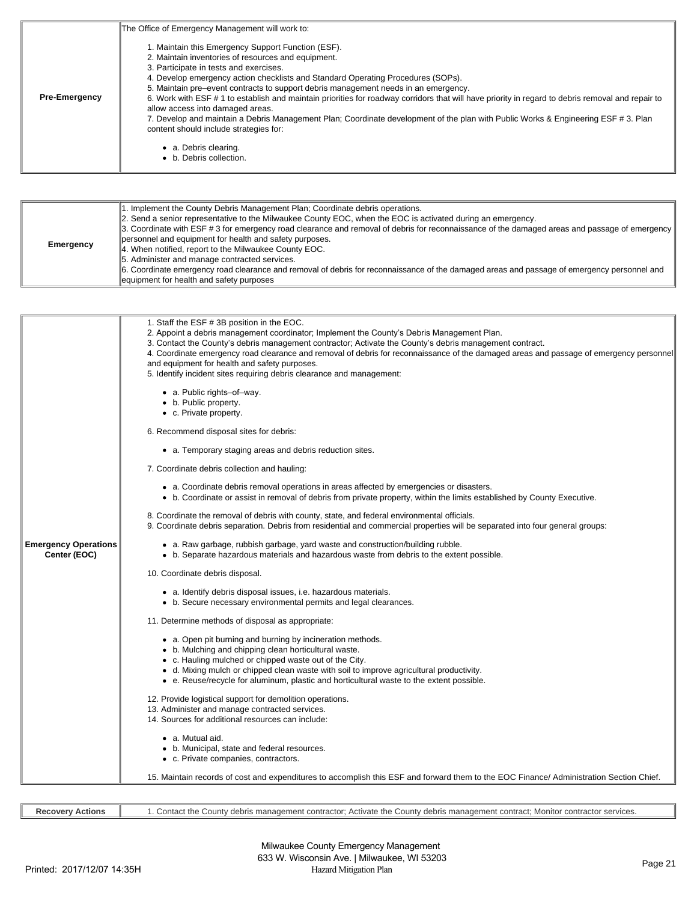| | |
|---|---|
| **Pre-Emergency** | The Office of Emergency Management will work to:<br><br>1. Maintain this Emergency Support Function (ESF).<br>2. Maintain inventories of resources and equipment.<br>3. Participate in tests and exercises.<br>4. Develop emergency action checklists and Standard Operating Procedures (SOPs).<br>5. Maintain pre–event contracts to support debris management needs in an emergency.<br>6. Work with ESF # 1 to establish and maintain priorities for roadway corridors that will have priority in regard to debris removal and repair to allow access into damaged areas.<br>7. Develop and maintain a Debris Management Plan; Coordinate development of the plan with Public Works & Engineering ESF # 3. Plan content should include strategies for:<br><br>• a. Debris clearing.<br>• b. Debris collection. |

| | |
|---|---|
| **Emergency** | 1. Implement the County Debris Management Plan; Coordinate debris operations.<br>2. Send a senior representative to the Milwaukee County EOC, when the EOC is activated during an emergency.<br>3. Coordinate with ESF # 3 for emergency road clearance and removal of debris for reconnaissance of the damaged areas and passage of emergency personnel and equipment for health and safety purposes.<br>4. When notified, report to the Milwaukee County EOC.<br>5. Administer and manage contracted services.<br>6. Coordinate emergency road clearance and removal of debris for reconnaissance of the damaged areas and passage of emergency personnel and equipment for health and safety purposes |

| | |
|---|---|
| **Emergency Operations Center (EOC)** | 1. Staff the ESF # 3B position in the EOC.<br>2. Appoint a debris management coordinator; Implement the County's Debris Management Plan.<br>3. Contact the County's debris management contractor; Activate the County's debris management contract.<br>4. Coordinate emergency road clearance and removal of debris for reconnaissance of the damaged areas and passage of emergency personnel and equipment for health and safety purposes.<br>5. Identify incident sites requiring debris clearance and management:<br><br>• a. Public rights–of–way.<br>• b. Public property.<br>• c. Private property.<br><br>6. Recommend disposal sites for debris:<br><br>• a. Temporary staging areas and debris reduction sites.<br><br>7. Coordinate debris collection and hauling:<br><br>• a. Coordinate debris removal operations in areas affected by emergencies or disasters.<br>• b. Coordinate or assist in removal of debris from private property, within the limits established by County Executive.<br><br>8. Coordinate the removal of debris with county, state, and federal environmental officials.<br>9. Coordinate debris separation. Debris from residential and commercial properties will be separated into four general groups:<br><br>• a. Raw garbage, rubbish garbage, yard waste and construction/building rubble.<br>• b. Separate hazardous materials and hazardous waste from debris to the extent possible.<br><br>10. Coordinate debris disposal.<br><br>• a. Identify debris disposal issues, i.e. hazardous materials.<br>• b. Secure necessary environmental permits and legal clearances.<br><br>11. Determine methods of disposal as appropriate:<br><br>• a. Open pit burning and burning by incineration methods.<br>• b. Mulching and chipping clean horticultural waste.<br>• c. Hauling mulched or chipped waste out of the City.<br>• d. Mixing mulch or chipped clean waste with soil to improve agricultural productivity.<br>• e. Reuse/recycle for aluminum, plastic and horticultural waste to the extent possible.<br><br>12. Provide logistical support for demolition operations.<br>13. Administer and manage contracted services.<br>14. Sources for additional resources can include:<br><br>• a. Mutual aid.<br>• b. Municipal, state and federal resources.<br>• c. Private companies, contractors.<br><br>15. Maintain records of cost and expenditures to accomplish this ESF and forward them to the EOC Finance/ Administration Section Chief. |

| | |
|---|---|
| **Recovery Actions** | 1. Contact the County debris management contractor; Activate the County debris management contract; Monitor contractor services. |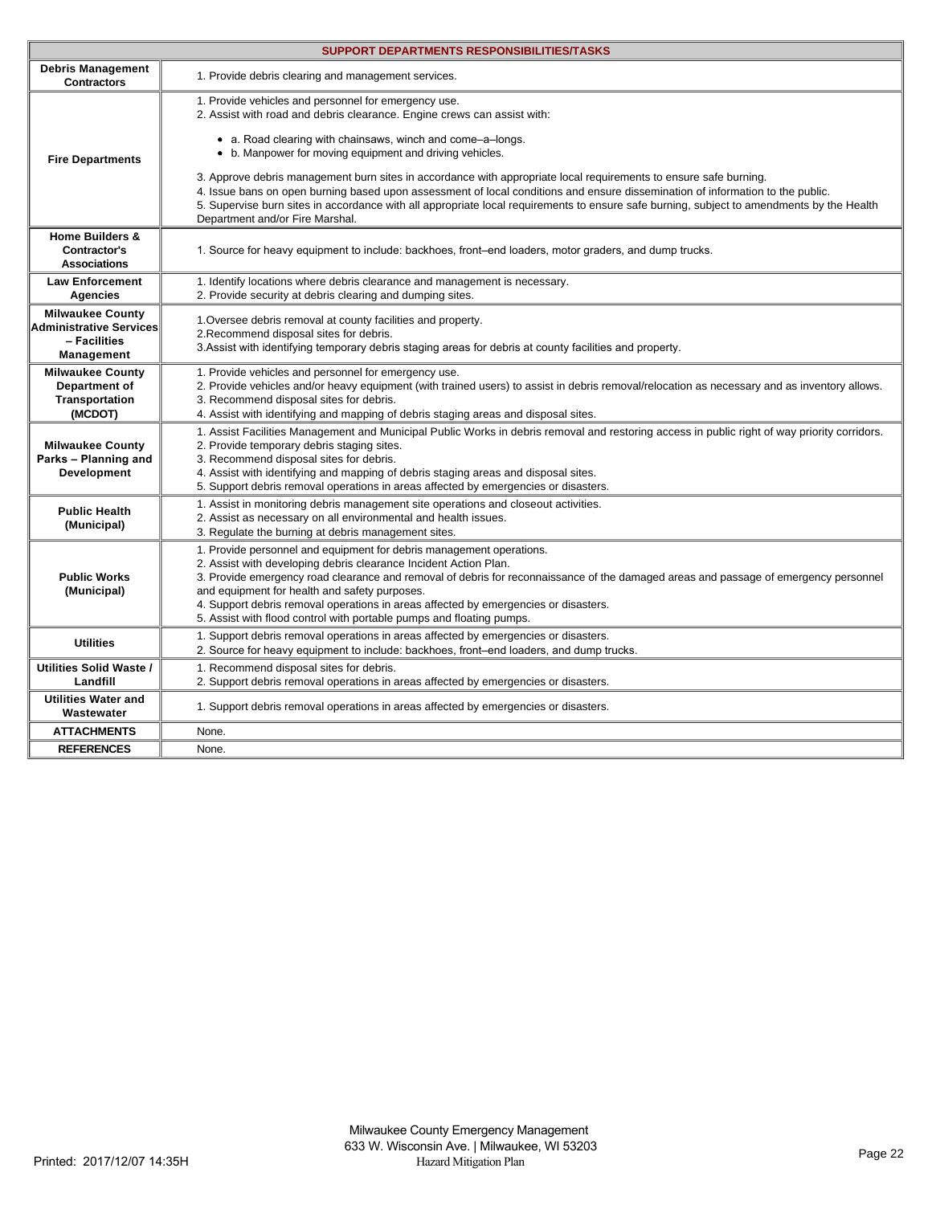| SUPPORT DEPARTMENTS RESPONSIBILITIES/TASKS | |
|---|---|
| **Debris Management Contractors** | 1. Provide debris clearing and management services. |
| **Fire Departments** | 1. Provide vehicles and personnel for emergency use.<br>2. Assist with road and debris clearance. Engine crews can assist with:<br>• a. Road clearing with chainsaws, winch and come–a–longs.<br>• b. Manpower for moving equipment and driving vehicles.<br>3. Approve debris management burn sites in accordance with appropriate local requirements to ensure safe burning.<br>4. Issue bans on open burning based upon assessment of local conditions and ensure dissemination of information to the public.<br>5. Supervise burn sites in accordance with all appropriate local requirements to ensure safe burning, subject to amendments by the Health Department and/or Fire Marshal. |
| **Home Builders & Contractor's Associations** | 1. Source for heavy equipment to include: backhoes, front–end loaders, motor graders, and dump trucks. |
| **Law Enforcement Agencies** | 1. Identify locations where debris clearance and management is necessary.<br>2. Provide security at debris clearing and dumping sites. |
| **Milwaukee County Administrative Services – Facilities Management** | 1.Oversee debris removal at county facilities and property.<br>2.Recommend disposal sites for debris.<br>3.Assist with identifying temporary debris staging areas for debris at county facilities and property. |
| **Milwaukee County Department of Transportation (MCDOT)** | 1. Provide vehicles and personnel for emergency use.<br>2. Provide vehicles and/or heavy equipment (with trained users) to assist in debris removal/relocation as necessary and as inventory allows.<br>3. Recommend disposal sites for debris.<br>4. Assist with identifying and mapping of debris staging areas and disposal sites. |
| **Milwaukee County Parks – Planning and Development** | 1. Assist Facilities Management and Municipal Public Works in debris removal and restoring access in public right of way priority corridors.<br>2. Provide temporary debris staging sites.<br>3. Recommend disposal sites for debris.<br>4. Assist with identifying and mapping of debris staging areas and disposal sites.<br>5. Support debris removal operations in areas affected by emergencies or disasters. |
| **Public Health (Municipal)** | 1. Assist in monitoring debris management site operations and closeout activities.<br>2. Assist as necessary on all environmental and health issues.<br>3. Regulate the burning at debris management sites. |
| **Public Works (Municipal)** | 1. Provide personnel and equipment for debris management operations.<br>2. Assist with developing debris clearance Incident Action Plan.<br>3. Provide emergency road clearance and removal of debris for reconnaissance of the damaged areas and passage of emergency personnel and equipment for health and safety purposes.<br>4. Support debris removal operations in areas affected by emergencies or disasters.<br>5. Assist with flood control with portable pumps and floating pumps. |
| **Utilities** | 1. Support debris removal operations in areas affected by emergencies or disasters.<br>2. Source for heavy equipment to include: backhoes, front–end loaders, and dump trucks. |
| **Utilities Solid Waste / Landfill** | 1. Recommend disposal sites for debris.<br>2. Support debris removal operations in areas affected by emergencies or disasters. |
| **Utilities Water and Wastewater** | 1. Support debris removal operations in areas affected by emergencies or disasters. |
| **ATTACHMENTS** | None. |
| **REFERENCES** | None. |

Milwaukee County Emergency Management
633 W. Wisconsin Ave. | Milwaukee, WI 53203
Hazard Mitigation Plan

Printed: 2017/12/07 14:35H